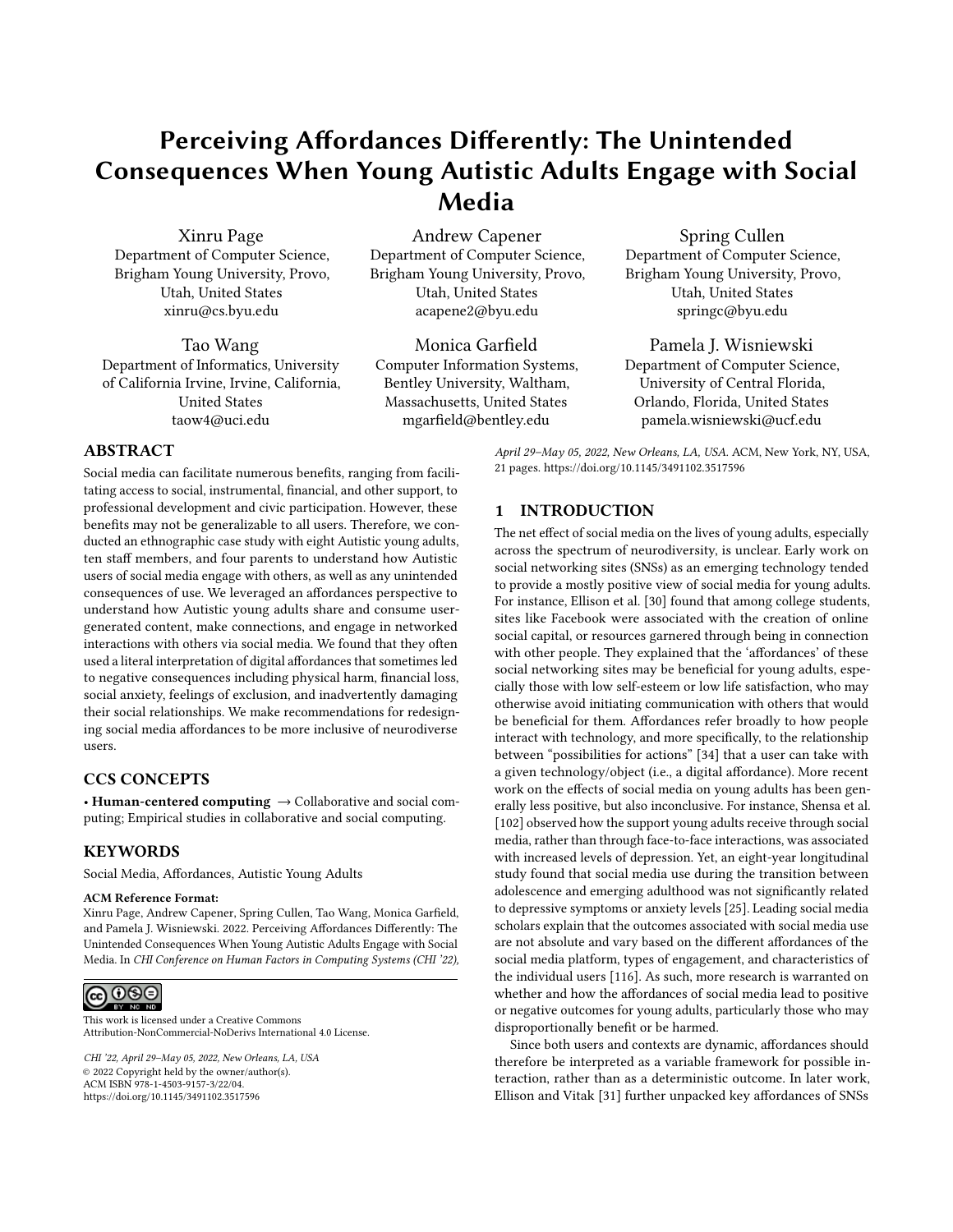# Perceiving Affordances Differently: The Unintended Consequences When Young Autistic Adults Engage with Social Media

Xinru Page
Department of Computer Science, Brigham Young University, Provo, Utah, United States
xinru@cs.byu.edu

Andrew Capener
Department of Computer Science, Brigham Young University, Provo, Utah, United States
acapene2@byu.edu

Spring Cullen
Department of Computer Science, Brigham Young University, Provo, Utah, United States
springc@byu.edu

Tao Wang
Department of Informatics, University of California Irvine, Irvine, California, United States
taow4@uci.edu

Monica Garfield
Computer Information Systems, Bentley University, Waltham, Massachusetts, United States
mgarfield@bentley.edu

Pamela J. Wisniewski
Department of Computer Science, University of Central Florida, Orlando, Florida, United States
pamela.wisniewski@ucf.edu

## ABSTRACT

Social media can facilitate numerous benefits, ranging from facilitating access to social, instrumental, financial, and other support, to professional development and civic participation. However, these benefits may not be generalizable to all users. Therefore, we conducted an ethnographic case study with eight Autistic young adults, ten staff members, and four parents to understand how Autistic users of social media engage with others, as well as any unintended consequences of use. We leveraged an affordances perspective to understand how Autistic young adults share and consume user-generated content, make connections, and engage in networked interactions with others via social media. We found that they often used a literal interpretation of digital affordances that sometimes led to negative consequences including physical harm, financial loss, social anxiety, feelings of exclusion, and inadvertently damaging their social relationships. We make recommendations for redesigning social media affordances to be more inclusive of neurodiverse users.

## CCS CONCEPTS

• **Human-centered computing** → Collaborative and social computing; Empirical studies in collaborative and social computing.

## KEYWORDS

Social Media, Affordances, Autistic Young Adults

**ACM Reference Format:**
Xinru Page, Andrew Capener, Spring Cullen, Tao Wang, Monica Garfield, and Pamela J. Wisniewski. 2022. Perceiving Affordances Differently: The Unintended Consequences When Young Autistic Adults Engage with Social Media. In *CHI Conference on Human Factors in Computing Systems (CHI '22), April 29–May 05, 2022, New Orleans, LA, USA.* ACM, New York, NY, USA, 21 pages. https://doi.org/10.1145/3491102.3517596

This work is licensed under a Creative Commons Attribution-NonCommercial-NoDerivs International 4.0 License.

*CHI '22, April 29–May 05, 2022, New Orleans, LA, USA*
© 2022 Copyright held by the owner/author(s).
ACM ISBN 978-1-4503-9157-3/22/04.
https://doi.org/10.1145/3491102.3517596

## 1 INTRODUCTION

The net effect of social media on the lives of young adults, especially across the spectrum of neurodiversity, is unclear. Early work on social networking sites (SNSs) as an emerging technology tended to provide a mostly positive view of social media for young adults. For instance, Ellison et al. [30] found that among college students, sites like Facebook were associated with the creation of online social capital, or resources garnered through being in connection with other people. They explained that the 'affordances' of these social networking sites may be beneficial for young adults, especially those with low self-esteem or low life satisfaction, who may otherwise avoid initiating communication with others that would be beneficial for them. Affordances refer broadly to how people interact with technology, and more specifically, to the relationship between "possibilities for actions" [34] that a user can take with a given technology/object (i.e., a digital affordance). More recent work on the effects of social media on young adults has been generally less positive, but also inconclusive. For instance, Shensa et al. [102] observed how the support young adults receive through social media, rather than through face-to-face interactions, was associated with increased levels of depression. Yet, an eight-year longitudinal study found that social media use during the transition between adolescence and emerging adulthood was not significantly related to depressive symptoms or anxiety levels [25]. Leading social media scholars explain that the outcomes associated with social media use are not absolute and vary based on the different affordances of the social media platform, types of engagement, and characteristics of the individual users [116]. As such, more research is warranted on whether and how the affordances of social media lead to positive or negative outcomes for young adults, particularly those who may disproportionally benefit or be harmed.

Since both users and contexts are dynamic, affordances should therefore be interpreted as a variable framework for possible interaction, rather than as a deterministic outcome. In later work, Ellison and Vitak [31] further unpacked key affordances of SNSs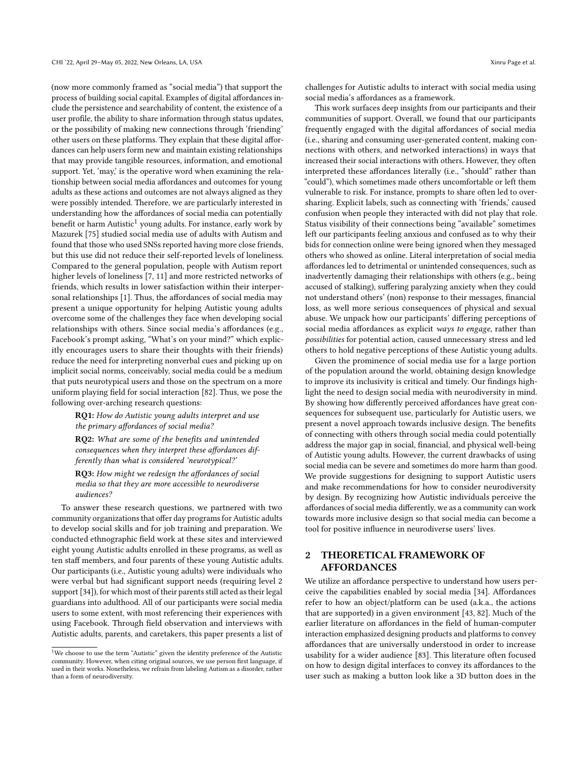(now more commonly framed as "social media") that support the process of building social capital. Examples of digital affordances include the persistence and searchability of content, the existence of a user profile, the ability to share information through status updates, or the possibility of making new connections through 'friending' other users on these platforms. They explain that these digital affordances can help users form new and maintain existing relationships that may provide tangible resources, information, and emotional support. Yet, 'may,' is the operative word when examining the relationship between social media affordances and outcomes for young adults as these actions and outcomes are not always aligned as they were possibly intended. Therefore, we are particularly interested in understanding how the affordances of social media can potentially benefit or harm Autistic[1] young adults. For instance, early work by Mazurek [75] studied social media use of adults with Autism and found that those who used SNSs reported having more close friends, but this use did not reduce their self-reported levels of loneliness. Compared to the general population, people with Autism report higher levels of loneliness [7, 11] and more restricted networks of friends, which results in lower satisfaction within their interpersonal relationships [1]. Thus, the affordances of social media may present a unique opportunity for helping Autistic young adults overcome some of the challenges they face when developing social relationships with others. Since social media's affordances (e.g., Facebook's prompt asking, "What's on your mind?" which explicitly encourages users to share their thoughts with their friends) reduce the need for interpreting nonverbal cues and picking up on implicit social norms, conceivably, social media could be a medium that puts neurotypical users and those on the spectrum on a more uniform playing field for social interaction [82]. Thus, we pose the following over-arching research questions:

> **RQ1:** *How do Autistic young adults interpret and use the primary affordances of social media?*
>
> **RQ2:** *What are some of the benefits and unintended consequences when they interpret these affordances differently than what is considered 'neurotypical?'*
>
> **RQ3:** *How might we redesign the affordances of social media so that they are more accessible to neurodiverse audiences?*

To answer these research questions, we partnered with two community organizations that offer day programs for Autistic adults to develop social skills and for job training and preparation. We conducted ethnographic field work at these sites and interviewed eight young Autistic adults enrolled in these programs, as well as ten staff members, and four parents of these young Autistic adults. Our participants (i.e., Autistic young adults) were individuals who were verbal but had significant support needs (requiring level 2 support [34]), for which most of their parents still acted as their legal guardians into adulthood. All of our participants were social media users to some extent, with most referencing their experiences with using Facebook. Through field observation and interviews with Autistic adults, parents, and caretakers, this paper presents a list of challenges for Autistic adults to interact with social media using social media's affordances as a framework.

This work surfaces deep insights from our participants and their communities of support. Overall, we found that our participants frequently engaged with the digital affordances of social media (i.e., sharing and consuming user-generated content, making connections with others, and networked interactions) in ways that increased their social interactions with others. However, they often interpreted these affordances literally (i.e., "should" rather than "could"), which sometimes made others uncomfortable or left them vulnerable to risk. For instance, prompts to share often led to oversharing. Explicit labels, such as connecting with 'friends,' caused confusion when people they interacted with did not play that role. Status visibility of their connections being "available" sometimes left our participants feeling anxious and confused as to why their bids for connection online were being ignored when they messaged others who showed as online. Literal interpretation of social media affordances led to detrimental or unintended consequences, such as inadvertently damaging their relationships with others (e.g., being accused of stalking), suffering paralyzing anxiety when they could not understand others' (non) response to their messages, financial loss, as well more serious consequences of physical and sexual abuse. We unpack how our participants' differing perceptions of social media affordances as explicit *ways to engage*, rather than *possibilities* for potential action, caused unnecessary stress and led others to hold negative perceptions of these Autistic young adults.

Given the prominence of social media use for a large portion of the population around the world, obtaining design knowledge to improve its inclusivity is critical and timely. Our findings highlight the need to design social media with neurodiversity in mind. By showing how differently perceived affordances have great consequences for subsequent use, particularly for Autistic users, we present a novel approach towards inclusive design. The benefits of connecting with others through social media could potentially address the major gap in social, financial, and physical well-being of Autistic young adults. However, the current drawbacks of using social media can be severe and sometimes do more harm than good. We provide suggestions for designing to support Autistic users and make recommendations for how to consider neurodiversity by design. By recognizing how Autistic individuals perceive the affordances of social media differently, we as a community can work towards more inclusive design so that social media can become a tool for positive influence in neurodiverse users' lives.

## 2 THEORETICAL FRAMEWORK OF AFFORDANCES

We utilize an affordance perspective to understand how users perceive the capabilities enabled by social media [34]. Affordances refer to how an object/platform can be used (a.k.a., the actions that are supported) in a given environment [43, 82]. Much of the earlier literature on affordances in the field of human-computer interaction emphasized designing products and platforms to convey affordances that are universally understood in order to increase usability for a wider audience [83]. This literature often focused on how to design digital interfaces to convey its affordances to the user such as making a button look like a 3D button does in the

[1] We choose to use the term "Autistic" given the identity preference of the Autistic community. However, when citing original sources, we use person first language, if used in their works. Nonetheless, we refrain from labeling Autism as a disorder, rather than a form of neurodiversity.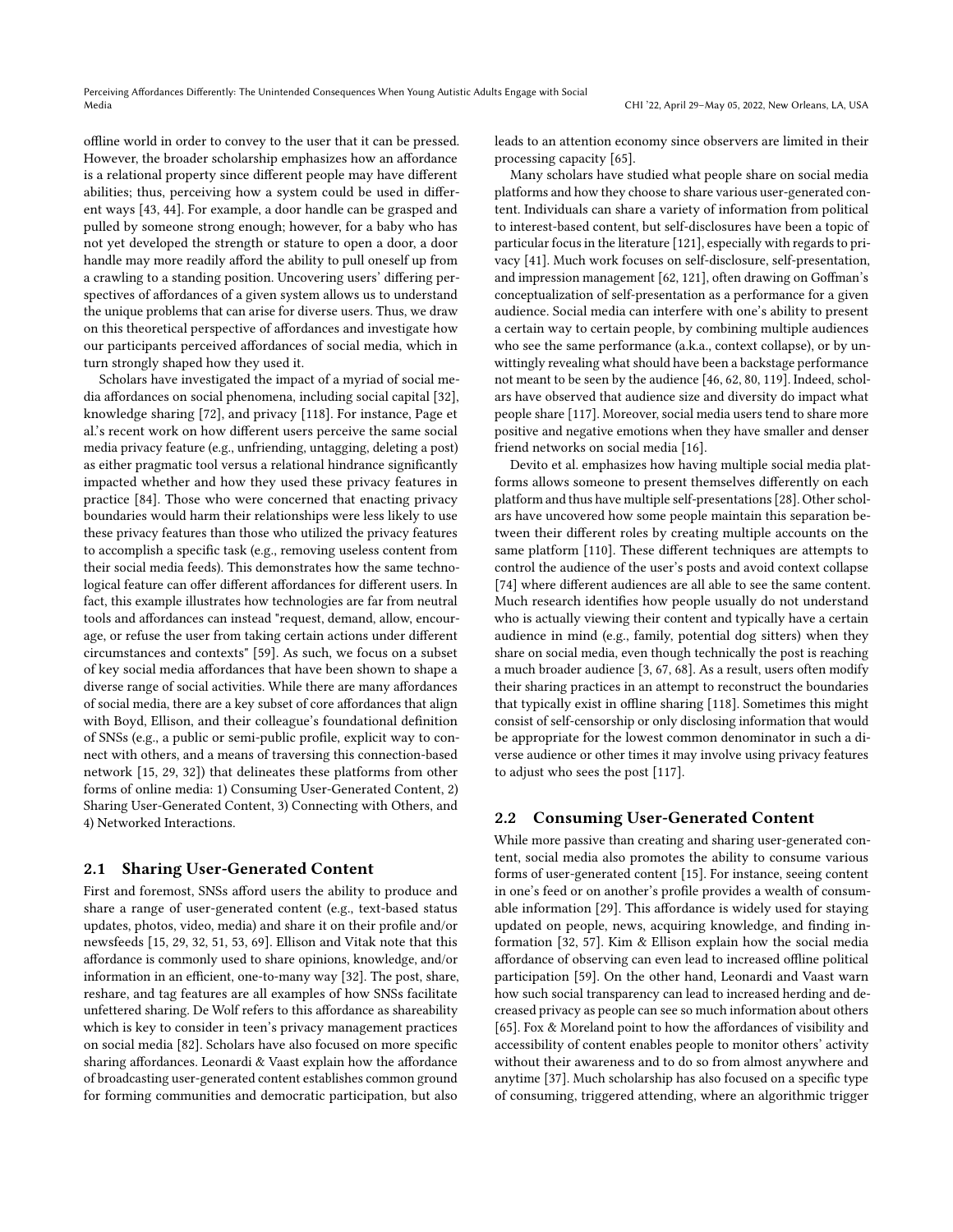offline world in order to convey to the user that it can be pressed. However, the broader scholarship emphasizes how an affordance is a relational property since different people may have different abilities; thus, perceiving how a system could be used in different ways [43, 44]. For example, a door handle can be grasped and pulled by someone strong enough; however, for a baby who has not yet developed the strength or stature to open a door, a door handle may more readily afford the ability to pull oneself up from a crawling to a standing position. Uncovering users' differing perspectives of affordances of a given system allows us to understand the unique problems that can arise for diverse users. Thus, we draw on this theoretical perspective of affordances and investigate how our participants perceived affordances of social media, which in turn strongly shaped how they used it.

Scholars have investigated the impact of a myriad of social media affordances on social phenomena, including social capital [32], knowledge sharing [72], and privacy [118]. For instance, Page et al.'s recent work on how different users perceive the same social media privacy feature (e.g., unfriending, untagging, deleting a post) as either pragmatic tool versus a relational hindrance significantly impacted whether and how they used these privacy features in practice [84]. Those who were concerned that enacting privacy boundaries would harm their relationships were less likely to use these privacy features than those who utilized the privacy features to accomplish a specific task (e.g., removing useless content from their social media feeds). This demonstrates how the same technological feature can offer different affordances for different users. In fact, this example illustrates how technologies are far from neutral tools and affordances can instead "request, demand, allow, encourage, or refuse the user from taking certain actions under different circumstances and contexts" [59]. As such, we focus on a subset of key social media affordances that have been shown to shape a diverse range of social activities. While there are many affordances of social media, there are a key subset of core affordances that align with Boyd, Ellison, and their colleague's foundational definition of SNSs (e.g., a public or semi-public profile, explicit way to connect with others, and a means of traversing this connection-based network [15, 29, 32]) that delineates these platforms from other forms of online media: 1) Consuming User-Generated Content, 2) Sharing User-Generated Content, 3) Connecting with Others, and 4) Networked Interactions.

## 2.1 Sharing User-Generated Content

First and foremost, SNSs afford users the ability to produce and share a range of user-generated content (e.g., text-based status updates, photos, video, media) and share it on their profile and/or newsfeeds [15, 29, 32, 51, 53, 69]. Ellison and Vitak note that this affordance is commonly used to share opinions, knowledge, and/or information in an efficient, one-to-many way [32]. The post, share, reshare, and tag features are all examples of how SNSs facilitate unfettered sharing. De Wolf refers to this affordance as shareability which is key to consider in teen's privacy management practices on social media [82]. Scholars have also focused on more specific sharing affordances. Leonardi & Vaast explain how the affordance of broadcasting user-generated content establishes common ground for forming communities and democratic participation, but also leads to an attention economy since observers are limited in their processing capacity [65].

Many scholars have studied what people share on social media platforms and how they choose to share various user-generated content. Individuals can share a variety of information from political to interest-based content, but self-disclosures have been a topic of particular focus in the literature [121], especially with regards to privacy [41]. Much work focuses on self-disclosure, self-presentation, and impression management [62, 121], often drawing on Goffman's conceptualization of self-presentation as a performance for a given audience. Social media can interfere with one's ability to present a certain way to certain people, by combining multiple audiences who see the same performance (a.k.a., context collapse), or by unwittingly revealing what should have been a backstage performance not meant to be seen by the audience [46, 62, 80, 119]. Indeed, scholars have observed that audience size and diversity do impact what people share [117]. Moreover, social media users tend to share more positive and negative emotions when they have smaller and denser friend networks on social media [16].

Devito et al. emphasizes how having multiple social media platforms allows someone to present themselves differently on each platform and thus have multiple self-presentations [28]. Other scholars have uncovered how some people maintain this separation between their different roles by creating multiple accounts on the same platform [110]. These different techniques are attempts to control the audience of the user's posts and avoid context collapse [74] where different audiences are all able to see the same content. Much research identifies how people usually do not understand who is actually viewing their content and typically have a certain audience in mind (e.g., family, potential dog sitters) when they share on social media, even though technically the post is reaching a much broader audience [3, 67, 68]. As a result, users often modify their sharing practices in an attempt to reconstruct the boundaries that typically exist in offline sharing [118]. Sometimes this might consist of self-censorship or only disclosing information that would be appropriate for the lowest common denominator in such a diverse audience or other times it may involve using privacy features to adjust who sees the post [117].

## 2.2 Consuming User-Generated Content

While more passive than creating and sharing user-generated content, social media also promotes the ability to consume various forms of user-generated content [15]. For instance, seeing content in one's feed or on another's profile provides a wealth of consumable information [29]. This affordance is widely used for staying updated on people, news, acquiring knowledge, and finding information [32, 57]. Kim & Ellison explain how the social media affordance of observing can even lead to increased offline political participation [59]. On the other hand, Leonardi and Vaast warn how such social transparency can lead to increased herding and decreased privacy as people can see so much information about others [65]. Fox & Moreland point to how the affordances of visibility and accessibility of content enables people to monitor others' activity without their awareness and to do so from almost anywhere and anytime [37]. Much scholarship has also focused on a specific type of consuming, triggered attending, where an algorithmic trigger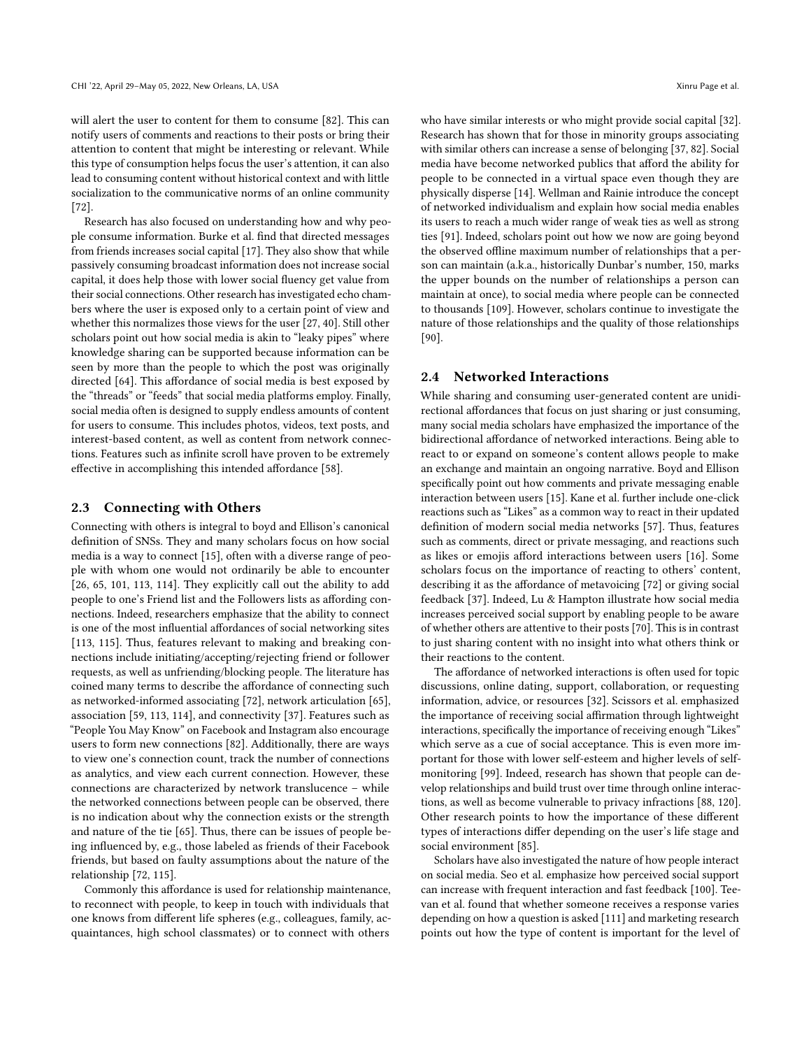will alert the user to content for them to consume [82]. This can notify users of comments and reactions to their posts or bring their attention to content that might be interesting or relevant. While this type of consumption helps focus the user's attention, it can also lead to consuming content without historical context and with little socialization to the communicative norms of an online community [72].

Research has also focused on understanding how and why people consume information. Burke et al. find that directed messages from friends increases social capital [17]. They also show that while passively consuming broadcast information does not increase social capital, it does help those with lower social fluency get value from their social connections. Other research has investigated echo chambers where the user is exposed only to a certain point of view and whether this normalizes those views for the user [27, 40]. Still other scholars point out how social media is akin to "leaky pipes" where knowledge sharing can be supported because information can be seen by more than the people to which the post was originally directed [64]. This affordance of social media is best exposed by the "threads" or "feeds" that social media platforms employ. Finally, social media often is designed to supply endless amounts of content for users to consume. This includes photos, videos, text posts, and interest-based content, as well as content from network connections. Features such as infinite scroll have proven to be extremely effective in accomplishing this intended affordance [58].

## 2.3 Connecting with Others

Connecting with others is integral to boyd and Ellison's canonical definition of SNSs. They and many scholars focus on how social media is a way to connect [15], often with a diverse range of people with whom one would not ordinarily be able to encounter [26, 65, 101, 113, 114]. They explicitly call out the ability to add people to one's Friend list and the Followers lists as affording connections. Indeed, researchers emphasize that the ability to connect is one of the most influential affordances of social networking sites [113, 115]. Thus, features relevant to making and breaking connections include initiating/accepting/rejecting friend or follower requests, as well as unfriending/blocking people. The literature has coined many terms to describe the affordance of connecting such as networked-informed associating [72], network articulation [65], association [59, 113, 114], and connectivity [37]. Features such as "People You May Know" on Facebook and Instagram also encourage users to form new connections [82]. Additionally, there are ways to view one's connection count, track the number of connections as analytics, and view each current connection. However, these connections are characterized by network translucence – while the networked connections between people can be observed, there is no indication about why the connection exists or the strength and nature of the tie [65]. Thus, there can be issues of people being influenced by, e.g., those labeled as friends of their Facebook friends, but based on faulty assumptions about the nature of the relationship [72, 115].

Commonly this affordance is used for relationship maintenance, to reconnect with people, to keep in touch with individuals that one knows from different life spheres (e.g., colleagues, family, acquaintances, high school classmates) or to connect with others who have similar interests or who might provide social capital [32]. Research has shown that for those in minority groups associating with similar others can increase a sense of belonging [37, 82]. Social media have become networked publics that afford the ability for people to be connected in a virtual space even though they are physically disperse [14]. Wellman and Rainie introduce the concept of networked individualism and explain how social media enables its users to reach a much wider range of weak ties as well as strong ties [91]. Indeed, scholars point out how we now are going beyond the observed offline maximum number of relationships that a person can maintain (a.k.a., historically Dunbar's number, 150, marks the upper bounds on the number of relationships a person can maintain at once), to social media where people can be connected to thousands [109]. However, scholars continue to investigate the nature of those relationships and the quality of those relationships [90].

## 2.4 Networked Interactions

While sharing and consuming user-generated content are unidirectional affordances that focus on just sharing or just consuming, many social media scholars have emphasized the importance of the bidirectional affordance of networked interactions. Being able to react to or expand on someone's content allows people to make an exchange and maintain an ongoing narrative. Boyd and Ellison specifically point out how comments and private messaging enable interaction between users [15]. Kane et al. further include one-click reactions such as "Likes" as a common way to react in their updated definition of modern social media networks [57]. Thus, features such as comments, direct or private messaging, and reactions such as likes or emojis afford interactions between users [16]. Some scholars focus on the importance of reacting to others' content, describing it as the affordance of metavoicing [72] or giving social feedback [37]. Indeed, Lu & Hampton illustrate how social media increases perceived social support by enabling people to be aware of whether others are attentive to their posts [70]. This is in contrast to just sharing content with no insight into what others think or their reactions to the content.

The affordance of networked interactions is often used for topic discussions, online dating, support, collaboration, or requesting information, advice, or resources [32]. Scissors et al. emphasized the importance of receiving social affirmation through lightweight interactions, specifically the importance of receiving enough "Likes" which serve as a cue of social acceptance. This is even more important for those with lower self-esteem and higher levels of self-monitoring [99]. Indeed, research has shown that people can develop relationships and build trust over time through online interactions, as well as become vulnerable to privacy infractions [88, 120]. Other research points to how the importance of these different types of interactions differ depending on the user's life stage and social environment [85].

Scholars have also investigated the nature of how people interact on social media. Seo et al. emphasize how perceived social support can increase with frequent interaction and fast feedback [100]. Teevan et al. found that whether someone receives a response varies depending on how a question is asked [111] and marketing research points out how the type of content is important for the level of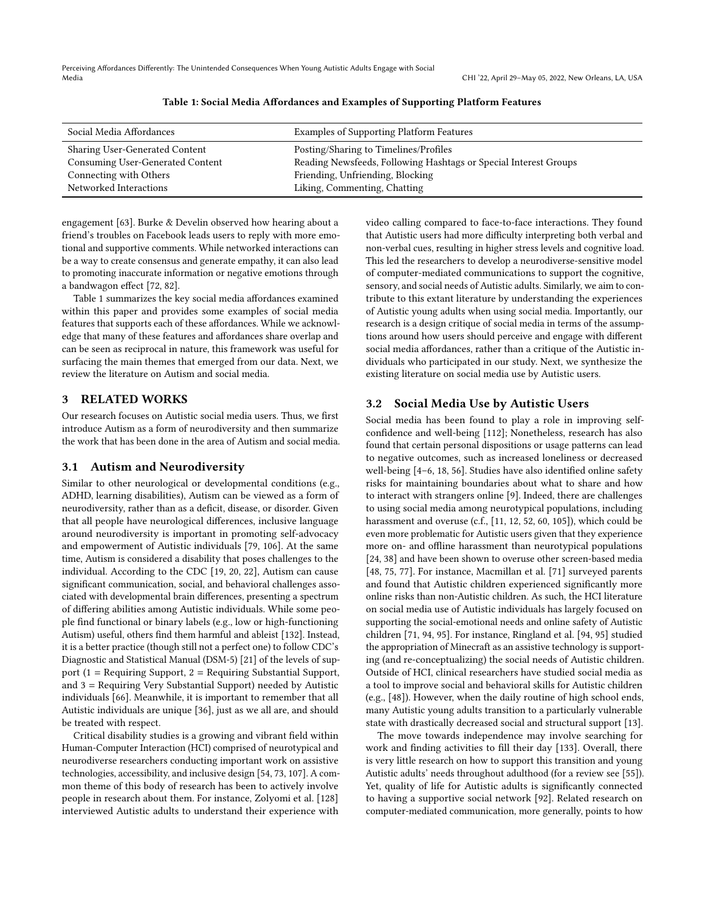Table 1: Social Media Affordances and Examples of Supporting Platform Features

| Social Media Affordances | Examples of Supporting Platform Features |
|---|---|
| Sharing User-Generated Content | Posting/Sharing to Timelines/Profiles |
| Consuming User-Generated Content | Reading Newsfeeds, Following Hashtags or Special Interest Groups |
| Connecting with Others | Friending, Unfriending, Blocking |
| Networked Interactions | Liking, Commenting, Chatting |

engagement [63]. Burke & Develin observed how hearing about a friend's troubles on Facebook leads users to reply with more emotional and supportive comments. While networked interactions can be a way to create consensus and generate empathy, it can also lead to promoting inaccurate information or negative emotions through a bandwagon effect [72, 82].

Table 1 summarizes the key social media affordances examined within this paper and provides some examples of social media features that supports each of these affordances. While we acknowledge that many of these features and affordances share overlap and can be seen as reciprocal in nature, this framework was useful for surfacing the main themes that emerged from our data. Next, we review the literature on Autism and social media.

## 3 RELATED WORKS

Our research focuses on Autistic social media users. Thus, we first introduce Autism as a form of neurodiversity and then summarize the work that has been done in the area of Autism and social media.

### 3.1 Autism and Neurodiversity

Similar to other neurological or developmental conditions (e.g., ADHD, learning disabilities), Autism can be viewed as a form of neurodiversity, rather than as a deficit, disease, or disorder. Given that all people have neurological differences, inclusive language around neurodiversity is important in promoting self-advocacy and empowerment of Autistic individuals [79, 106]. At the same time, Autism is considered a disability that poses challenges to the individual. According to the CDC [19, 20, 22], Autism can cause significant communication, social, and behavioral challenges associated with developmental brain differences, presenting a spectrum of differing abilities among Autistic individuals. While some people find functional or binary labels (e.g., low or high-functioning Autism) useful, others find them harmful and ableist [132]. Instead, it is a better practice (though still not a perfect one) to follow CDC's Diagnostic and Statistical Manual (DSM-5) [21] of the levels of support (1 = Requiring Support, 2 = Requiring Substantial Support, and 3 = Requiring Very Substantial Support) needed by Autistic individuals [66]. Meanwhile, it is important to remember that all Autistic individuals are unique [36], just as we all are, and should be treated with respect.

Critical disability studies is a growing and vibrant field within Human-Computer Interaction (HCI) comprised of neurotypical and neurodiverse researchers conducting important work on assistive technologies, accessibility, and inclusive design [54, 73, 107]. A common theme of this body of research has been to actively involve people in research about them. For instance, Zolyomi et al. [128] interviewed Autistic adults to understand their experience with video calling compared to face-to-face interactions. They found that Autistic users had more difficulty interpreting both verbal and non-verbal cues, resulting in higher stress levels and cognitive load. This led the researchers to develop a neurodiverse-sensitive model of computer-mediated communications to support the cognitive, sensory, and social needs of Autistic adults. Similarly, we aim to contribute to this extant literature by understanding the experiences of Autistic young adults when using social media. Importantly, our research is a design critique of social media in terms of the assumptions around how users should perceive and engage with different social media affordances, rather than a critique of the Autistic individuals who participated in our study. Next, we synthesize the existing literature on social media use by Autistic users.

### 3.2 Social Media Use by Autistic Users

Social media has been found to play a role in improving self-confidence and well-being [112]; Nonetheless, research has also found that certain personal dispositions or usage patterns can lead to negative outcomes, such as increased loneliness or decreased well-being [4–6, 18, 56]. Studies have also identified online safety risks for maintaining boundaries about what to share and how to interact with strangers online [9]. Indeed, there are challenges to using social media among neurotypical populations, including harassment and overuse (c.f., [11, 12, 52, 60, 105]), which could be even more problematic for Autistic users given that they experience more on- and offline harassment than neurotypical populations [24, 38] and have been shown to overuse other screen-based media [48, 75, 77]. For instance, Macmillan et al. [71] surveyed parents and found that Autistic children experienced significantly more online risks than non-Autistic children. As such, the HCI literature on social media use of Autistic individuals has largely focused on supporting the social-emotional needs and online safety of Autistic children [71, 94, 95]. For instance, Ringland et al. [94, 95] studied the appropriation of Minecraft as an assistive technology is supporting (and re-conceptualizing) the social needs of Autistic children. Outside of HCI, clinical researchers have studied social media as a tool to improve social and behavioral skills for Autistic children (e.g., [48]). However, when the daily routine of high school ends, many Autistic young adults transition to a particularly vulnerable state with drastically decreased social and structural support [13].

The move towards independence may involve searching for work and finding activities to fill their day [133]. Overall, there is very little research on how to support this transition and young Autistic adults' needs throughout adulthood (for a review see [55]). Yet, quality of life for Autistic adults is significantly connected to having a supportive social network [92]. Related research on computer-mediated communication, more generally, points to how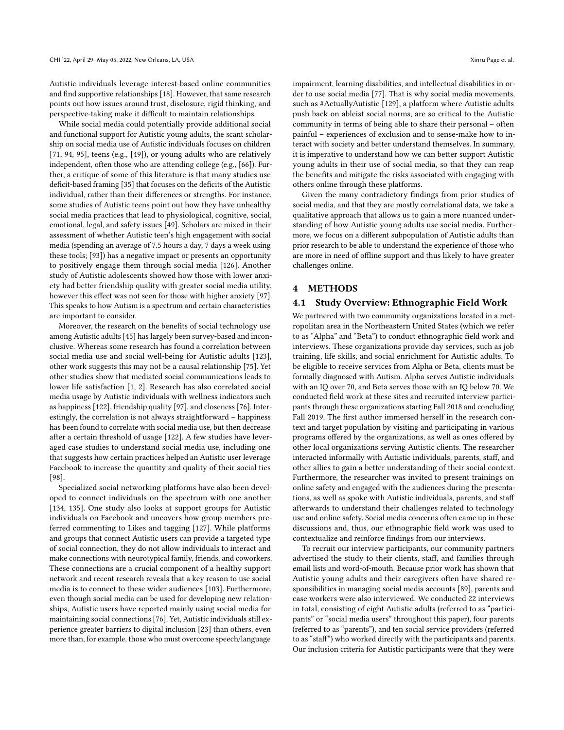Autistic individuals leverage interest-based online communities and find supportive relationships [18]. However, that same research points out how issues around trust, disclosure, rigid thinking, and perspective-taking make it difficult to maintain relationships.

While social media could potentially provide additional social and functional support for Autistic young adults, the scant scholarship on social media use of Autistic individuals focuses on children [71, 94, 95], teens (e.g., [49]), or young adults who are relatively independent, often those who are attending college (e.g., [66]). Further, a critique of some of this literature is that many studies use deficit-based framing [35] that focuses on the deficits of the Autistic individual, rather than their differences or strengths. For instance, some studies of Autistic teens point out how they have unhealthy social media practices that lead to physiological, cognitive, social, emotional, legal, and safety issues [49]. Scholars are mixed in their assessment of whether Autistic teen's high engagement with social media (spending an average of 7.5 hours a day, 7 days a week using these tools; [93]) has a negative impact or presents an opportunity to positively engage them through social media [126]. Another study of Autistic adolescents showed how those with lower anxiety had better friendship quality with greater social media utility, however this effect was not seen for those with higher anxiety [97]. This speaks to how Autism is a spectrum and certain characteristics are important to consider.

Moreover, the research on the benefits of social technology use among Autistic adults [45] has largely been survey-based and inconclusive. Whereas some research has found a correlation between social media use and social well-being for Autistic adults [123], other work suggests this may not be a causal relationship [75]. Yet other studies show that mediated social communications leads to lower life satisfaction [1, 2]. Research has also correlated social media usage by Autistic individuals with wellness indicators such as happiness [122], friendship quality [97], and closeness [76]. Interestingly, the correlation is not always straightforward – happiness has been found to correlate with social media use, but then decrease after a certain threshold of usage [122]. A few studies have leveraged case studies to understand social media use, including one that suggests how certain practices helped an Autistic user leverage Facebook to increase the quantity and quality of their social ties [98].

Specialized social networking platforms have also been developed to connect individuals on the spectrum with one another [134, 135]. One study also looks at support groups for Autistic individuals on Facebook and uncovers how group members preferred commenting to Likes and tagging [127]. While platforms and groups that connect Autistic users can provide a targeted type of social connection, they do not allow individuals to interact and make connections with neurotypical family, friends, and coworkers. These connections are a crucial component of a healthy support network and recent research reveals that a key reason to use social media is to connect to these wider audiences [103]. Furthermore, even though social media can be used for developing new relationships, Autistic users have reported mainly using social media for maintaining social connections [76]. Yet, Autistic individuals still experience greater barriers to digital inclusion [23] than others, even more than, for example, those who must overcome speech/language impairment, learning disabilities, and intellectual disabilities in order to use social media [77]. That is why social media movements, such as #ActuallyAutistic [129], a platform where Autistic adults push back on ableist social norms, are so critical to the Autistic community in terms of being able to share their personal – often painful – experiences of exclusion and to sense-make how to interact with society and better understand themselves. In summary, it is imperative to understand how we can better support Autistic young adults in their use of social media, so that they can reap the benefits and mitigate the risks associated with engaging with others online through these platforms.

Given the many contradictory findings from prior studies of social media, and that they are mostly correlational data, we take a qualitative approach that allows us to gain a more nuanced understanding of how Autistic young adults use social media. Furthermore, we focus on a different subpopulation of Autistic adults than prior research to be able to understand the experience of those who are more in need of offline support and thus likely to have greater challenges online.

## 4 METHODS

### 4.1 Study Overview: Ethnographic Field Work

We partnered with two community organizations located in a metropolitan area in the Northeastern United States (which we refer to as "Alpha" and "Beta") to conduct ethnographic field work and interviews. These organizations provide day services, such as job training, life skills, and social enrichment for Autistic adults. To be eligible to receive services from Alpha or Beta, clients must be formally diagnosed with Autism. Alpha serves Autistic individuals with an IQ over 70, and Beta serves those with an IQ below 70. We conducted field work at these sites and recruited interview participants through these organizations starting Fall 2018 and concluding Fall 2019. The first author immersed herself in the research context and target population by visiting and participating in various programs offered by the organizations, as well as ones offered by other local organizations serving Autistic clients. The researcher interacted informally with Autistic individuals, parents, staff, and other allies to gain a better understanding of their social context. Furthermore, the researcher was invited to present trainings on online safety and engaged with the audiences during the presentations, as well as spoke with Autistic individuals, parents, and staff afterwards to understand their challenges related to technology use and online safety. Social media concerns often came up in these discussions and, thus, our ethnographic field work was used to contextualize and reinforce findings from our interviews.

To recruit our interview participants, our community partners advertised the study to their clients, staff, and families through email lists and word-of-mouth. Because prior work has shown that Autistic young adults and their caregivers often have shared responsibilities in managing social media accounts [89], parents and case workers were also interviewed. We conducted 22 interviews in total, consisting of eight Autistic adults (referred to as "participants" or "social media users" throughout this paper), four parents (referred to as "parents"), and ten social service providers (referred to as "staff") who worked directly with the participants and parents. Our inclusion criteria for Autistic participants were that they were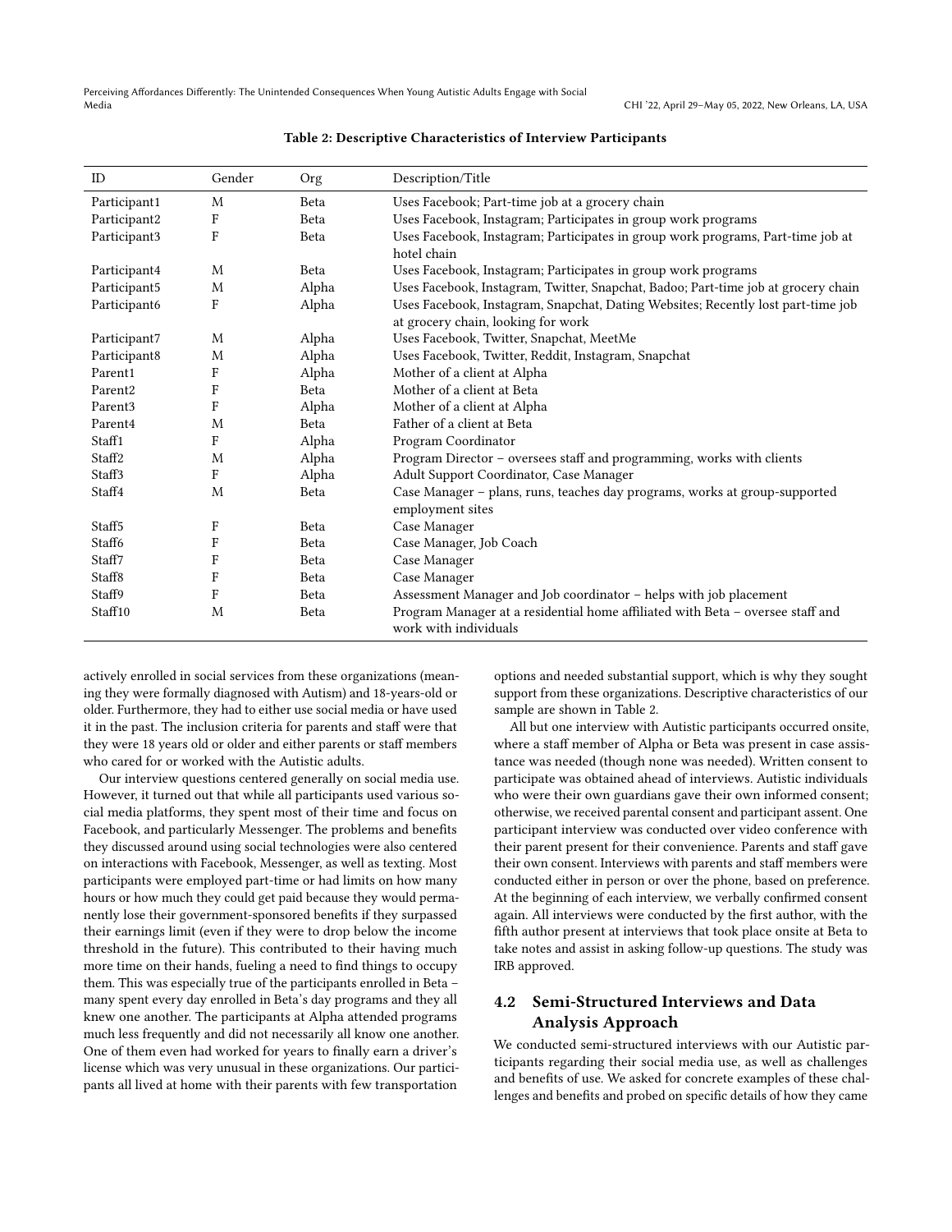Table 2: Descriptive Characteristics of Interview Participants

| ID | Gender | Org | Description/Title |
|---|---|---|---|
| Participant1 | M | Beta | Uses Facebook; Part-time job at a grocery chain |
| Participant2 | F | Beta | Uses Facebook, Instagram; Participates in group work programs |
| Participant3 | F | Beta | Uses Facebook, Instagram; Participates in group work programs, Part-time job at hotel chain |
| Participant4 | M | Beta | Uses Facebook, Instagram; Participates in group work programs |
| Participant5 | M | Alpha | Uses Facebook, Instagram, Twitter, Snapchat, Badoo; Part-time job at grocery chain |
| Participant6 | F | Alpha | Uses Facebook, Instagram, Snapchat, Dating Websites; Recently lost part-time job at grocery chain, looking for work |
| Participant7 | M | Alpha | Uses Facebook, Twitter, Snapchat, MeetMe |
| Participant8 | M | Alpha | Uses Facebook, Twitter, Reddit, Instagram, Snapchat |
| Parent1 | F | Alpha | Mother of a client at Alpha |
| Parent2 | F | Beta | Mother of a client at Beta |
| Parent3 | F | Alpha | Mother of a client at Alpha |
| Parent4 | M | Beta | Father of a client at Beta |
| Staff1 | F | Alpha | Program Coordinator |
| Staff2 | M | Alpha | Program Director – oversees staff and programming, works with clients |
| Staff3 | F | Alpha | Adult Support Coordinator, Case Manager |
| Staff4 | M | Beta | Case Manager – plans, runs, teaches day programs, works at group-supported employment sites |
| Staff5 | F | Beta | Case Manager |
| Staff6 | F | Beta | Case Manager, Job Coach |
| Staff7 | F | Beta | Case Manager |
| Staff8 | F | Beta | Case Manager |
| Staff9 | F | Beta | Assessment Manager and Job coordinator – helps with job placement |
| Staff10 | M | Beta | Program Manager at a residential home affiliated with Beta – oversee staff and work with individuals |

actively enrolled in social services from these organizations (meaning they were formally diagnosed with Autism) and 18-years-old or older. Furthermore, they had to either use social media or have used it in the past. The inclusion criteria for parents and staff were that they were 18 years old or older and either parents or staff members who cared for or worked with the Autistic adults.

Our interview questions centered generally on social media use. However, it turned out that while all participants used various social media platforms, they spent most of their time and focus on Facebook, and particularly Messenger. The problems and benefits they discussed around using social technologies were also centered on interactions with Facebook, Messenger, as well as texting. Most participants were employed part-time or had limits on how many hours or how much they could get paid because they would permanently lose their government-sponsored benefits if they surpassed their earnings limit (even if they were to drop below the income threshold in the future). This contributed to their having much more time on their hands, fueling a need to find things to occupy them. This was especially true of the participants enrolled in Beta – many spent every day enrolled in Beta's day programs and they all knew one another. The participants at Alpha attended programs much less frequently and did not necessarily all know one another. One of them even had worked for years to finally earn a driver's license which was very unusual in these organizations. Our participants all lived at home with their parents with few transportation options and needed substantial support, which is why they sought support from these organizations. Descriptive characteristics of our sample are shown in Table 2.

All but one interview with Autistic participants occurred onsite, where a staff member of Alpha or Beta was present in case assistance was needed (though none was needed). Written consent to participate was obtained ahead of interviews. Autistic individuals who were their own guardians gave their own informed consent; otherwise, we received parental consent and participant assent. One participant interview was conducted over video conference with their parent present for their convenience. Parents and staff gave their own consent. Interviews with parents and staff members were conducted either in person or over the phone, based on preference. At the beginning of each interview, we verbally confirmed consent again. All interviews were conducted by the first author, with the fifth author present at interviews that took place onsite at Beta to take notes and assist in asking follow-up questions. The study was IRB approved.

## 4.2 Semi-Structured Interviews and Data Analysis Approach

We conducted semi-structured interviews with our Autistic participants regarding their social media use, as well as challenges and benefits of use. We asked for concrete examples of these challenges and benefits and probed on specific details of how they came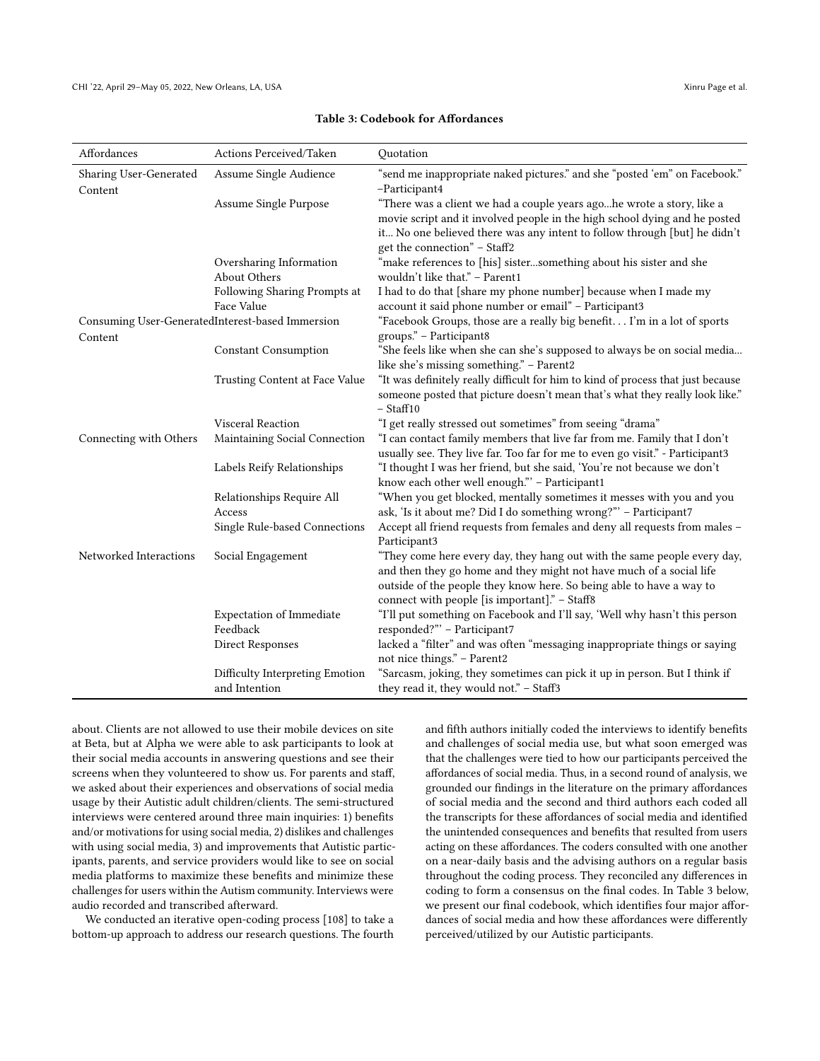**Table 3: Codebook for Affordances**

| Affordances | Actions Perceived/Taken | Quotation |
|---|---|---|
| Sharing User-Generated Content | Assume Single Audience | "send me inappropriate naked pictures." and she "posted 'em" on Facebook." –Participant4 |
| | Assume Single Purpose | "There was a client we had a couple years ago...he wrote a story, like a movie script and it involved people in the high school dying and he posted it... No one believed there was any intent to follow through [but] he didn't get the connection" – Staff2 |
| | Oversharing Information About Others | "make references to [his] sister...something about his sister and she wouldn't like that." – Parent1 |
| | Following Sharing Prompts at Face Value | I had to do that [share my phone number] because when I made my account it said phone number or email" – Participant3 |
| Consuming User-Generated Content | Interest-based Immersion | "Facebook Groups, those are a really big benefit. . . I'm in a lot of sports groups." – Participant8 |
| | Constant Consumption | "She feels like when she can she's supposed to always be on social media... like she's missing something." – Parent2 |
| | Trusting Content at Face Value | "It was definitely really difficult for him to kind of process that just because someone posted that picture doesn't mean that's what they really look like." – Staff10 |
| | Visceral Reaction | "I get really stressed out sometimes" from seeing "drama" |
| Connecting with Others | Maintaining Social Connection | "I can contact family members that live far from me. Family that I don't usually see. They live far. Too far for me to even go visit." - Participant3 |
| | Labels Reify Relationships | "I thought I was her friend, but she said, 'You're not because we don't know each other well enough."' – Participant1 |
| | Relationships Require All Access | "When you get blocked, mentally sometimes it messes with you and you ask, 'Is it about me? Did I do something wrong?"' – Participant7 |
| | Single Rule-based Connections | Accept all friend requests from females and deny all requests from males – Participant3 |
| Networked Interactions | Social Engagement | "They come here every day, they hang out with the same people every day, and then they go home and they might not have much of a social life outside of the people they know here. So being able to have a way to connect with people [is important]." – Staff8 |
| | Expectation of Immediate Feedback | "I'll put something on Facebook and I'll say, 'Well why hasn't this person responded?"' – Participant7 |
| | Direct Responses | lacked a "filter" and was often "messaging inappropriate things or saying not nice things." – Parent2 |
| | Difficulty Interpreting Emotion and Intention | "Sarcasm, joking, they sometimes can pick it up in person. But I think if they read it, they would not." – Staff3 |

about. Clients are not allowed to use their mobile devices on site at Beta, but at Alpha we were able to ask participants to look at their social media accounts in answering questions and see their screens when they volunteered to show us. For parents and staff, we asked about their experiences and observations of social media usage by their Autistic adult children/clients. The semi-structured interviews were centered around three main inquiries: 1) benefits and/or motivations for using social media, 2) dislikes and challenges with using social media, 3) and improvements that Autistic participants, parents, and service providers would like to see on social media platforms to maximize these benefits and minimize these challenges for users within the Autism community. Interviews were audio recorded and transcribed afterward.

We conducted an iterative open-coding process [108] to take a bottom-up approach to address our research questions. The fourth and fifth authors initially coded the interviews to identify benefits and challenges of social media use, but what soon emerged was that the challenges were tied to how our participants perceived the affordances of social media. Thus, in a second round of analysis, we grounded our findings in the literature on the primary affordances of social media and the second and third authors each coded all the transcripts for these affordances of social media and identified the unintended consequences and benefits that resulted from users acting on these affordances. The coders consulted with one another on a near-daily basis and the advising authors on a regular basis throughout the coding process. They reconciled any differences in coding to form a consensus on the final codes. In Table 3 below, we present our final codebook, which identifies four major affordances of social media and how these affordances were differently perceived/utilized by our Autistic participants.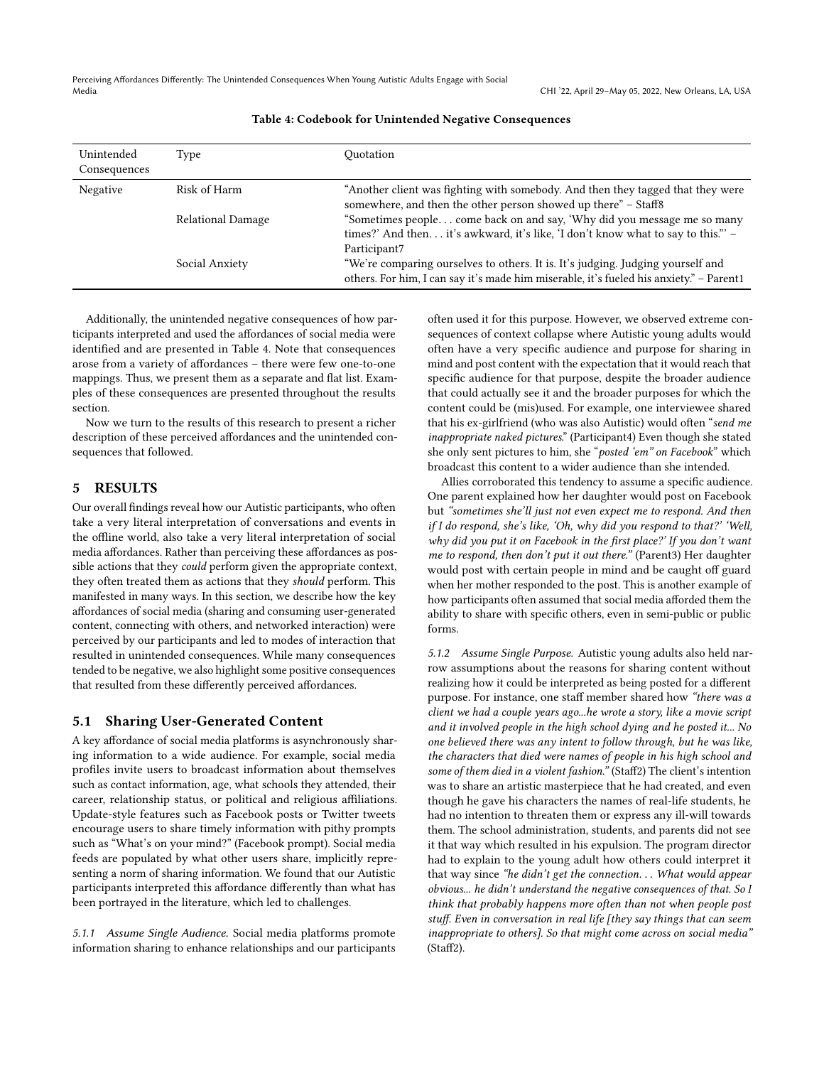**Table 4: Codebook for Unintended Negative Consequences**

| Unintended Consequences | Type | Quotation |
| --- | --- | --- |
| Negative | Risk of Harm | "Another client was fighting with somebody. And then they tagged that they were somewhere, and then the other person showed up there" – Staff8 |
| | Relational Damage | "Sometimes people. . . come back on and say, 'Why did you message me so many times?' And then. . . it's awkward, it's like, 'I don't know what to say to this."' – Participant7 |
| | Social Anxiety | "We're comparing ourselves to others. It is. It's judging. Judging yourself and others. For him, I can say it's made him miserable, it's fueled his anxiety." – Parent1 |

Additionally, the unintended negative consequences of how participants interpreted and used the affordances of social media were identified and are presented in Table 4. Note that consequences arose from a variety of affordances – there were few one-to-one mappings. Thus, we present them as a separate and flat list. Examples of these consequences are presented throughout the results section.

Now we turn to the results of this research to present a richer description of these perceived affordances and the unintended consequences that followed.

## 5 RESULTS

Our overall findings reveal how our Autistic participants, who often take a very literal interpretation of conversations and events in the offline world, also take a very literal interpretation of social media affordances. Rather than perceiving these affordances as possible actions that they *could* perform given the appropriate context, they often treated them as actions that they *should* perform. This manifested in many ways. In this section, we describe how the key affordances of social media (sharing and consuming user-generated content, connecting with others, and networked interaction) were perceived by our participants and led to modes of interaction that resulted in unintended consequences. While many consequences tended to be negative, we also highlight some positive consequences that resulted from these differently perceived affordances.

### 5.1 Sharing User-Generated Content

A key affordance of social media platforms is asynchronously sharing information to a wide audience. For example, social media profiles invite users to broadcast information about themselves such as contact information, age, what schools they attended, their career, relationship status, or political and religious affiliations. Update-style features such as Facebook posts or Twitter tweets encourage users to share timely information with pithy prompts such as "What's on your mind?" (Facebook prompt). Social media feeds are populated by what other users share, implicitly representing a norm of sharing information. We found that our Autistic participants interpreted this affordance differently than what has been portrayed in the literature, which led to challenges.

#### 5.1.1 Assume Single Audience.

Social media platforms promote information sharing to enhance relationships and our participants often used it for this purpose. However, we observed extreme consequences of context collapse where Autistic young adults would often have a very specific audience and purpose for sharing in mind and post content with the expectation that it would reach that specific audience for that purpose, despite the broader audience that could actually see it and the broader purposes for which the content could be (mis)used. For example, one interviewee shared that his ex-girlfriend (who was also Autistic) would often "*send me inappropriate naked pictures*." (Participant4) Even though she stated she only sent pictures to him, she "*posted 'em" on Facebook*" which broadcast this content to a wider audience than she intended.

Allies corroborated this tendency to assume a specific audience. One parent explained how her daughter would post on Facebook but *"sometimes she'll just not even expect me to respond. And then if I do respond, she's like, 'Oh, why did you respond to that?' 'Well, why did you put it on Facebook in the first place?' If you don't want me to respond, then don't put it out there."* (Parent3) Her daughter would post with certain people in mind and be caught off guard when her mother responded to the post. This is another example of how participants often assumed that social media afforded them the ability to share with specific others, even in semi-public or public forms.

#### 5.1.2 Assume Single Purpose.

Autistic young adults also held narrow assumptions about the reasons for sharing content without realizing how it could be interpreted as being posted for a different purpose. For instance, one staff member shared how *"there was a client we had a couple years ago...he wrote a story, like a movie script and it involved people in the high school dying and he posted it... No one believed there was any intent to follow through, but he was like, the characters that died were names of people in his high school and some of them died in a violent fashion."* (Staff2) The client's intention was to share an artistic masterpiece that he had created, and even though he gave his characters the names of real-life students, he had no intention to threaten them or express any ill-will towards them. The school administration, students, and parents did not see it that way which resulted in his expulsion. The program director had to explain to the young adult how others could interpret it that way since *"he didn't get the connection. . . What would appear obvious... he didn't understand the negative consequences of that. So I think that probably happens more often than not when people post stuff. Even in conversation in real life [they say things that can seem inappropriate to others]. So that might come across on social media"* (Staff2).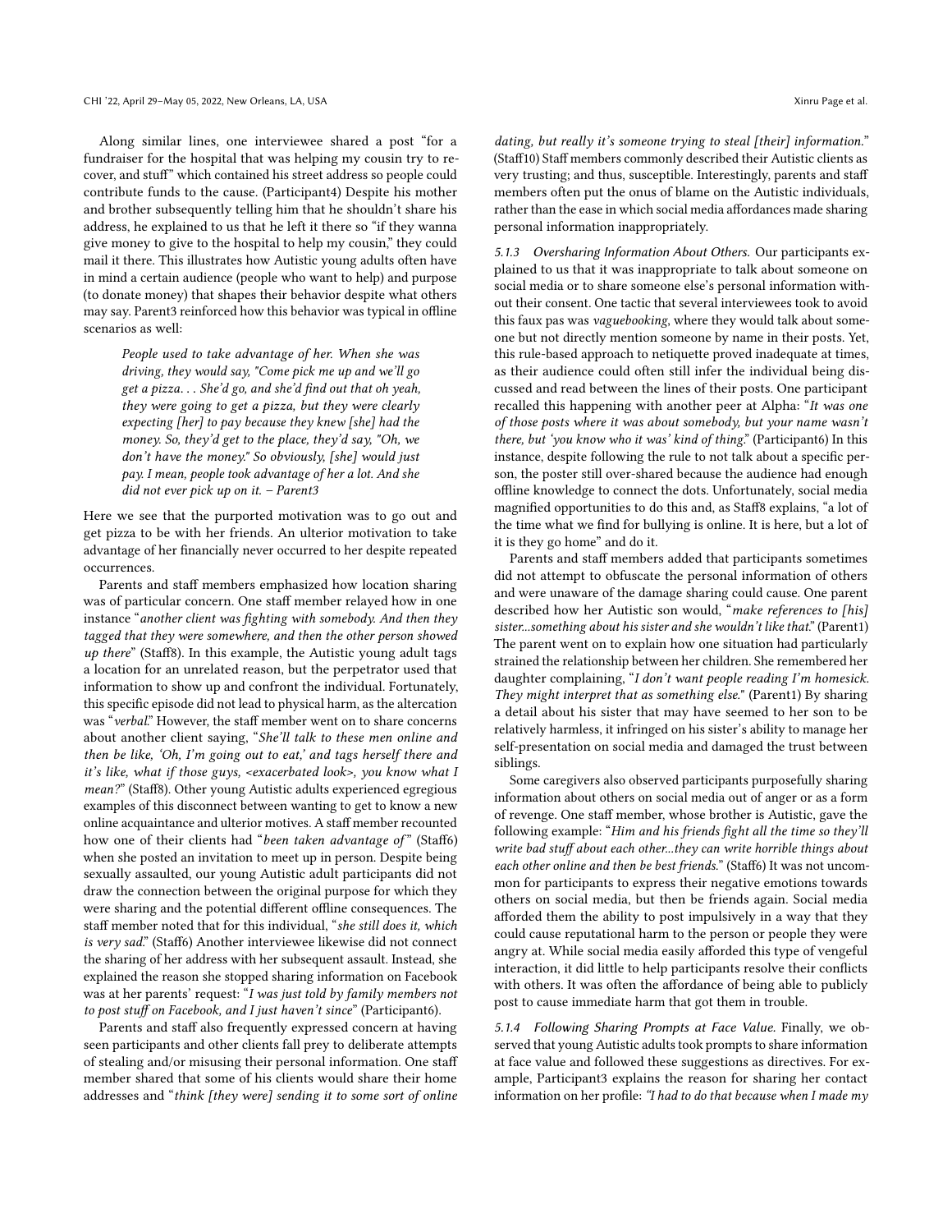Along similar lines, one interviewee shared a post "for a fundraiser for the hospital that was helping my cousin try to recover, and stuff" which contained his street address so people could contribute funds to the cause. (Participant4) Despite his mother and brother subsequently telling him that he shouldn't share his address, he explained to us that he left it there so "if they wanna give money to give to the hospital to help my cousin," they could mail it there. This illustrates how Autistic young adults often have in mind a certain audience (people who want to help) and purpose (to donate money) that shapes their behavior despite what others may say. Parent3 reinforced how this behavior was typical in offline scenarios as well:

> *People used to take advantage of her. When she was driving, they would say, "Come pick me up and we'll go get a pizza. . . She'd go, and she'd find out that oh yeah, they were going to get a pizza, but they were clearly expecting [her] to pay because they knew [she] had the money. So, they'd get to the place, they'd say, "Oh, we don't have the money." So obviously, [she] would just pay. I mean, people took advantage of her a lot. And she did not ever pick up on it. – Parent3*

Here we see that the purported motivation was to go out and get pizza to be with her friends. An ulterior motivation to take advantage of her financially never occurred to her despite repeated occurrences.

Parents and staff members emphasized how location sharing was of particular concern. One staff member relayed how in one instance "*another client was fighting with somebody. And then they tagged that they were somewhere, and then the other person showed up there*" (Staff8). In this example, the Autistic young adult tags a location for an unrelated reason, but the perpetrator used that information to show up and confront the individual. Fortunately, this specific episode did not lead to physical harm, as the altercation was "*verbal*." However, the staff member went on to share concerns about another client saying, "*She'll talk to these men online and then be like, 'Oh, I'm going out to eat,' and tags herself there and it's like, what if those guys, <exacerbated look>, you know what I mean?*" (Staff8). Other young Autistic adults experienced egregious examples of this disconnect between wanting to get to know a new online acquaintance and ulterior motives. A staff member recounted how one of their clients had "*been taken advantage of*" (Staff6) when she posted an invitation to meet up in person. Despite being sexually assaulted, our young Autistic adult participants did not draw the connection between the original purpose for which they were sharing and the potential different offline consequences. The staff member noted that for this individual, "*she still does it, which is very sad*." (Staff6) Another interviewee likewise did not connect the sharing of her address with her subsequent assault. Instead, she explained the reason she stopped sharing information on Facebook was at her parents' request: "*I was just told by family members not to post stuff on Facebook, and I just haven't since*" (Participant6).

Parents and staff also frequently expressed concern at having seen participants and other clients fall prey to deliberate attempts of stealing and/or misusing their personal information. One staff member shared that some of his clients would share their home addresses and "*think [they were] sending it to some sort of online dating, but really it's someone trying to steal [their] information.*" (Staff10) Staff members commonly described their Autistic clients as very trusting; and thus, susceptible. Interestingly, parents and staff members often put the onus of blame on the Autistic individuals, rather than the ease in which social media affordances made sharing personal information inappropriately.

#### 5.1.3 Oversharing Information About Others.

Our participants explained to us that it was inappropriate to talk about someone on social media or to share someone else's personal information without their consent. One tactic that several interviewees took to avoid this faux pas was *vaguebooking*, where they would talk about someone but not directly mention someone by name in their posts. Yet, this rule-based approach to netiquette proved inadequate at times, as their audience could often still infer the individual being discussed and read between the lines of their posts. One participant recalled this happening with another peer at Alpha: "*It was one of those posts where it was about somebody, but your name wasn't there, but 'you know who it was' kind of thing.*" (Participant6) In this instance, despite following the rule to not talk about a specific person, the poster still over-shared because the audience had enough offline knowledge to connect the dots. Unfortunately, social media magnified opportunities to do this and, as Staff8 explains, "a lot of the time what we find for bullying is online. It is here, but a lot of it is they go home" and do it.

Parents and staff members added that participants sometimes did not attempt to obfuscate the personal information of others and were unaware of the damage sharing could cause. One parent described how her Autistic son would, "*make references to [his] sister...something about his sister and she wouldn't like that.*" (Parent1) The parent went on to explain how one situation had particularly strained the relationship between her children. She remembered her daughter complaining, "*I don't want people reading I'm homesick. They might interpret that as something else.*" (Parent1) By sharing a detail about his sister that may have seemed to her son to be relatively harmless, it infringed on his sister's ability to manage her self-presentation on social media and damaged the trust between siblings.

Some caregivers also observed participants purposefully sharing information about others on social media out of anger or as a form of revenge. One staff member, whose brother is Autistic, gave the following example: "*Him and his friends fight all the time so they'll write bad stuff about each other...they can write horrible things about each other online and then be best friends.*" (Staff6) It was not uncommon for participants to express their negative emotions towards others on social media, but then be friends again. Social media afforded them the ability to post impulsively in a way that they could cause reputational harm to the person or people they were angry at. While social media easily afforded this type of vengeful interaction, it did little to help participants resolve their conflicts with others. It was often the affordance of being able to publicly post to cause immediate harm that got them in trouble.

#### 5.1.4 Following Sharing Prompts at Face Value.

Finally, we observed that young Autistic adults took prompts to share information at face value and followed these suggestions as directives. For example, Participant3 explains the reason for sharing her contact information on her profile: *"I had to do that because when I made my*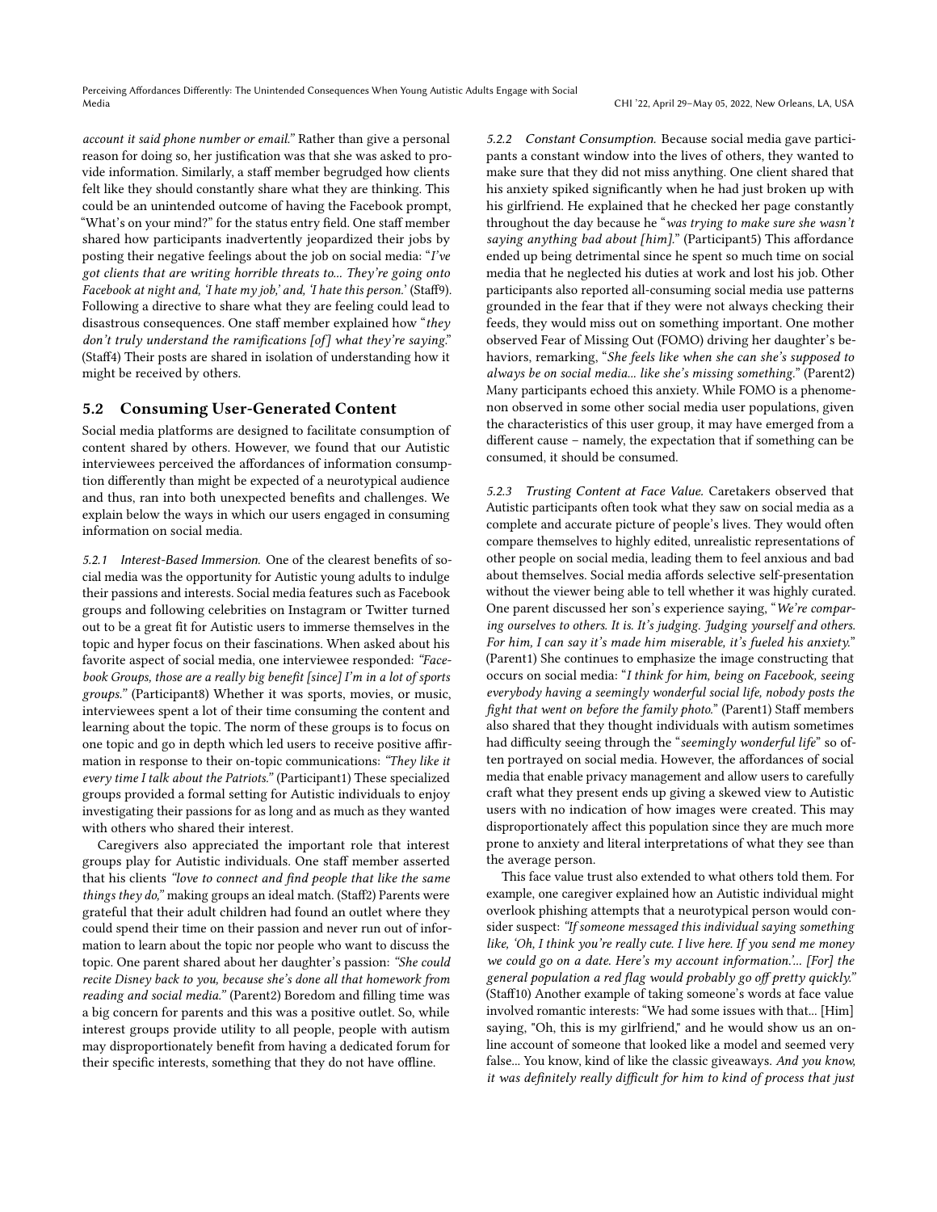*account it said phone number or email.*" Rather than give a personal reason for doing so, her justification was that she was asked to provide information. Similarly, a staff member begrudged how clients felt like they should constantly share what they are thinking. This could be an unintended outcome of having the Facebook prompt, "What's on your mind?" for the status entry field. One staff member shared how participants inadvertently jeopardized their jobs by posting their negative feelings about the job on social media: "*I've got clients that are writing horrible threats to... They're going onto Facebook at night and, 'I hate my job,' and, 'I hate this person.'* (Staff9). Following a directive to share what they are feeling could lead to disastrous consequences. One staff member explained how "*they don't truly understand the ramifications [of] what they're saying.*" (Staff4) Their posts are shared in isolation of understanding how it might be received by others.

## 5.2 Consuming User-Generated Content

Social media platforms are designed to facilitate consumption of content shared by others. However, we found that our Autistic interviewees perceived the affordances of information consumption differently than might be expected of a neurotypical audience and thus, ran into both unexpected benefits and challenges. We explain below the ways in which our users engaged in consuming information on social media.

*5.2.1 Interest-Based Immersion.* One of the clearest benefits of social media was the opportunity for Autistic young adults to indulge their passions and interests. Social media features such as Facebook groups and following celebrities on Instagram or Twitter turned out to be a great fit for Autistic users to immerse themselves in the topic and hyper focus on their fascinations. When asked about his favorite aspect of social media, one interviewee responded: *"Facebook Groups, those are a really big benefit [since] I'm in a lot of sports groups."* (Participant8) Whether it was sports, movies, or music, interviewees spent a lot of their time consuming the content and learning about the topic. The norm of these groups is to focus on one topic and go in depth which led users to receive positive affirmation in response to their on-topic communications: *"They like it every time I talk about the Patriots."* (Participant1) These specialized groups provided a formal setting for Autistic individuals to enjoy investigating their passions for as long and as much as they wanted with others who shared their interest.

Caregivers also appreciated the important role that interest groups play for Autistic individuals. One staff member asserted that his clients *"love to connect and find people that like the same things they do,"* making groups an ideal match. (Staff2) Parents were grateful that their adult children had found an outlet where they could spend their time on their passion and never run out of information to learn about the topic nor people who want to discuss the topic. One parent shared about her daughter's passion: *"She could recite Disney back to you, because she's done all that homework from reading and social media."* (Parent2) Boredom and filling time was a big concern for parents and this was a positive outlet. So, while interest groups provide utility to all people, people with autism may disproportionately benefit from having a dedicated forum for their specific interests, something that they do not have offline.

*5.2.2 Constant Consumption.* Because social media gave participants a constant window into the lives of others, they wanted to make sure that they did not miss anything. One client shared that his anxiety spiked significantly when he had just broken up with his girlfriend. He explained that he checked her page constantly throughout the day because he "*was trying to make sure she wasn't saying anything bad about [him].*" (Participant5) This affordance ended up being detrimental since he spent so much time on social media that he neglected his duties at work and lost his job. Other participants also reported all-consuming social media use patterns grounded in the fear that if they were not always checking their feeds, they would miss out on something important. One mother observed Fear of Missing Out (FOMO) driving her daughter's behaviors, remarking, "*She feels like when she can she's supposed to always be on social media... like she's missing something.*" (Parent2) Many participants echoed this anxiety. While FOMO is a phenomenon observed in some other social media user populations, given the characteristics of this user group, it may have emerged from a different cause – namely, the expectation that if something can be consumed, it should be consumed.

*5.2.3 Trusting Content at Face Value.* Caretakers observed that Autistic participants often took what they saw on social media as a complete and accurate picture of people's lives. They would often compare themselves to highly edited, unrealistic representations of other people on social media, leading them to feel anxious and bad about themselves. Social media affords selective self-presentation without the viewer being able to tell whether it was highly curated. One parent discussed her son's experience saying, "*We're comparing ourselves to others. It is. It's judging. Judging yourself and others. For him, I can say it's made him miserable, it's fueled his anxiety.*" (Parent1) She continues to emphasize the image constructing that occurs on social media: "*I think for him, being on Facebook, seeing everybody having a seemingly wonderful social life, nobody posts the fight that went on before the family photo.*" (Parent1) Staff members also shared that they thought individuals with autism sometimes had difficulty seeing through the "*seemingly wonderful life*" so often portrayed on social media. However, the affordances of social media that enable privacy management and allow users to carefully craft what they present ends up giving a skewed view to Autistic users with no indication of how images were created. This may disproportionately affect this population since they are much more prone to anxiety and literal interpretations of what they see than the average person.

This face value trust also extended to what others told them. For example, one caregiver explained how an Autistic individual might overlook phishing attempts that a neurotypical person would consider suspect: *"If someone messaged this individual saying something like, 'Oh, I think you're really cute. I live here. If you send me money we could go on a date. Here's my account information.'... [For] the general population a red flag would probably go off pretty quickly."* (Staff10) Another example of taking someone's words at face value involved romantic interests: "We had some issues with that... [Him] saying, "Oh, this is my girlfriend," and he would show us an online account of someone that looked like a model and seemed very false... You know, kind of like the classic giveaways. *And you know, it was definitely really difficult for him to kind of process that just*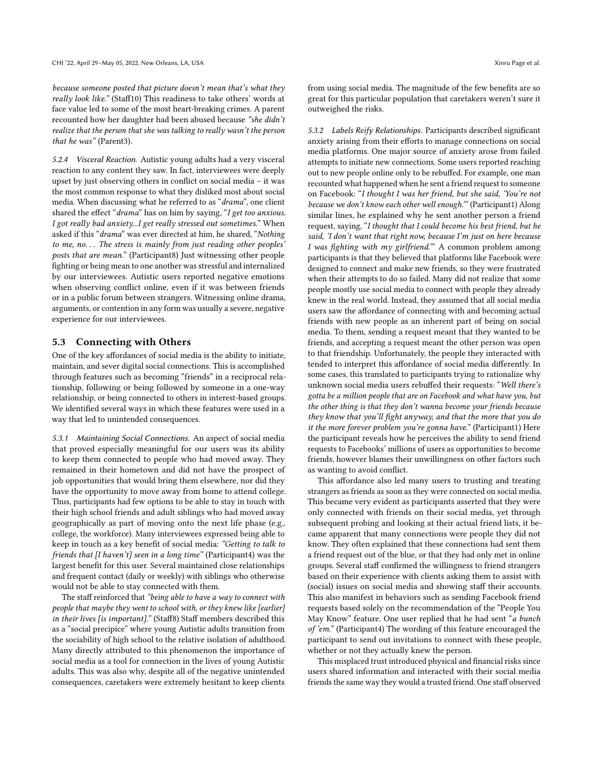*because someone posted that picture doesn't mean that's what they really look like."* (Staff10) This readiness to take others' words at face value led to some of the most heart-breaking crimes. A parent recounted how her daughter had been abused because *"she didn't realize that the person that she was talking to really wasn't the person that he was"* (Parent3).

#### 5.2.4 Visceral Reaction.

Autistic young adults had a very visceral reaction to any content they saw. In fact, interviewees were deeply upset by just observing others in conflict on social media – it was the most common response to what they disliked most about social media. When discussing what he referred to as "*drama*", one client shared the effect "*drama*" has on him by saying, "*I get too anxious. I got really bad anxiety...I get really stressed out sometimes.*" When asked if this "*drama*" was ever directed at him, he shared, "*Nothing to me, no. . . The stress is mainly from just reading other peoples' posts that are mean.*" (Participant8) Just witnessing other people fighting or being mean to one another was stressful and internalized by our interviewees. Autistic users reported negative emotions when observing conflict online, even if it was between friends or in a public forum between strangers. Witnessing online drama, arguments, or contention in any form was usually a severe, negative experience for our interviewees.

## 5.3 Connecting with Others

One of the key affordances of social media is the ability to initiate, maintain, and sever digital social connections. This is accomplished through features such as becoming "friends" in a reciprocal relationship, following or being followed by someone in a one-way relationship, or being connected to others in interest-based groups. We identified several ways in which these features were used in a way that led to unintended consequences.

#### 5.3.1 Maintaining Social Connections.

An aspect of social media that proved especially meaningful for our users was its ability to keep them connected to people who had moved away. They remained in their hometown and did not have the prospect of job opportunities that would bring them elsewhere, nor did they have the opportunity to move away from home to attend college. Thus, participants had few options to be able to stay in touch with their high school friends and adult siblings who had moved away geographically as part of moving onto the next life phase (e.g., college, the workforce). Many interviewees expressed being able to keep in touch as a key benefit of social media: *"Getting to talk to friends that [I haven't] seen in a long time"* (Participant4) was the largest benefit for this user. Several maintained close relationships and frequent contact (daily or weekly) with siblings who otherwise would not be able to stay connected with them.

The staff reinforced that *"being able to have a way to connect with people that maybe they went to school with, or they knew like [earlier] in their lives [is important]."* (Staff8) Staff members described this as a "social precipice" where young Autistic adults transition from the sociability of high school to the relative isolation of adulthood. Many directly attributed to this phenomenon the importance of social media as a tool for connection in the lives of young Autistic adults. This was also why, despite all of the negative unintended consequences, caretakers were extremely hesitant to keep clients from using social media. The magnitude of the few benefits are so great for this particular population that caretakers weren't sure it outweighed the risks.

#### 5.3.2 Labels Reify Relationships.

Participants described significant anxiety arising from their efforts to manage connections on social media platforms. One major source of anxiety arose from failed attempts to initiate new connections. Some users reported reaching out to new people online only to be rebuffed. For example, one man recounted what happened when he sent a friend request to someone on Facebook: "*I thought I was her friend, but she said, 'You're not because we don't know each other well enough.'*" (Participant1) Along similar lines, he explained why he sent another person a friend request, saying, "*I thought that I could become his best friend, but he said, 'I don't want that right now, because I'm just on here because I was fighting with my girlfriend.'*" A common problem among participants is that they believed that platforms like Facebook were designed to connect and make new friends, so they were frustrated when their attempts to do so failed. Many did not realize that some people mostly use social media to connect with people they already knew in the real world. Instead, they assumed that all social media users saw the affordance of connecting with and becoming actual friends with new people as an inherent part of being on social media. To them, sending a request meant that they wanted to be friends, and accepting a request meant the other person was open to that friendship. Unfortunately, the people they interacted with tended to interpret this affordance of social media differently. In some cases, this translated to participants trying to rationalize why unknown social media users rebuffed their requests: "*Well there's gotta be a million people that are on Facebook and what have you, but the other thing is that they don't wanna become your friends because they know that you'll fight anyway, and that the more that you do it the more forever problem you're gonna have.*" (Participant1) Here the participant reveals how he perceives the ability to send friend requests to Facebooks' millions of users as opportunities to become friends, however blames their unwillingness on other factors such as wanting to avoid conflict.

This affordance also led many users to trusting and treating strangers as friends as soon as they were connected on social media. This became very evident as participants asserted that they were only connected with friends on their social media, yet through subsequent probing and looking at their actual friend lists, it became apparent that many connections were people they did not know. They often explained that these connections had sent them a friend request out of the blue, or that they had only met in online groups. Several staff confirmed the willingness to friend strangers based on their experience with clients asking them to assist with (social) issues on social media and showing staff their accounts. This also manifest in behaviors such as sending Facebook friend requests based solely on the recommendation of the "People You May Know" feature. One user replied that he had sent "*a bunch of 'em.*" (Participant4) The wording of this feature encouraged the participant to send out invitations to connect with these people, whether or not they actually knew the person.

This misplaced trust introduced physical and financial risks since users shared information and interacted with their social media friends the same way they would a trusted friend. One staff observed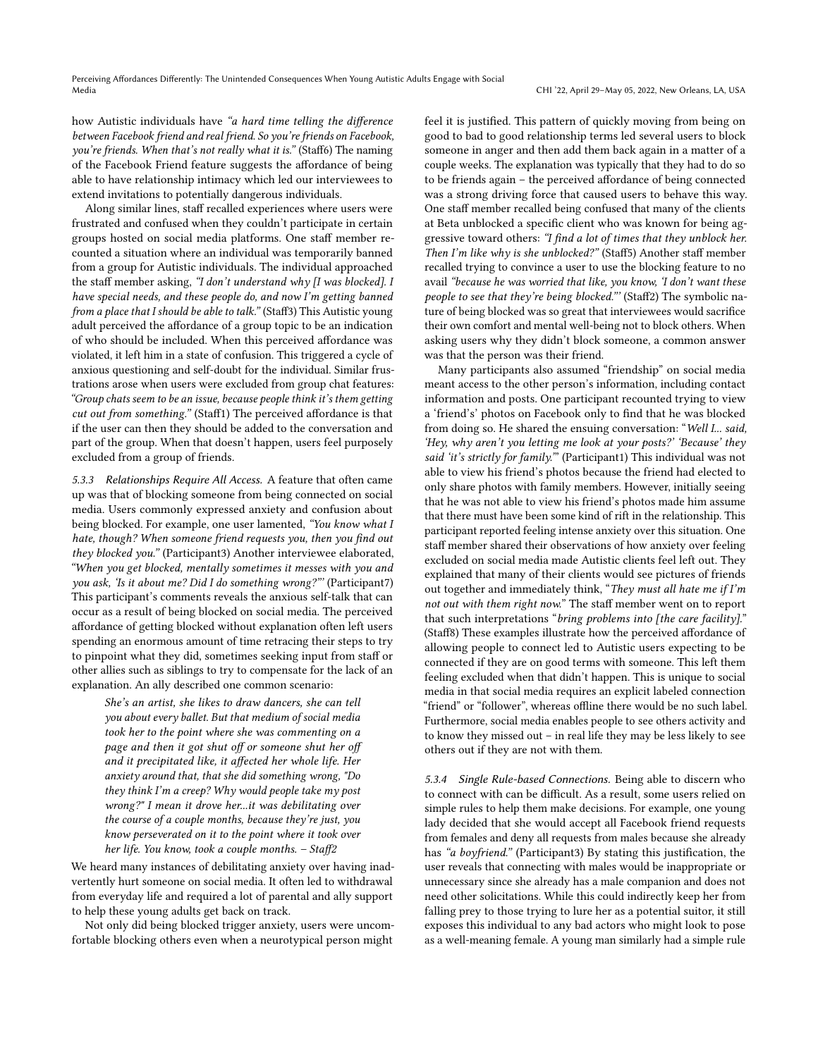how Autistic individuals have *"a hard time telling the difference between Facebook friend and real friend. So you're friends on Facebook, you're friends. When that's not really what it is."* (Staff6) The naming of the Facebook Friend feature suggests the affordance of being able to have relationship intimacy which led our interviewees to extend invitations to potentially dangerous individuals.

Along similar lines, staff recalled experiences where users were frustrated and confused when they couldn't participate in certain groups hosted on social media platforms. One staff member recounted a situation where an individual was temporarily banned from a group for Autistic individuals. The individual approached the staff member asking, *"I don't understand why [I was blocked]. I have special needs, and these people do, and now I'm getting banned from a place that I should be able to talk."* (Staff3) This Autistic young adult perceived the affordance of a group topic to be an indication of who should be included. When this perceived affordance was violated, it left him in a state of confusion. This triggered a cycle of anxious questioning and self-doubt for the individual. Similar frustrations arose when users were excluded from group chat features: *"Group chats seem to be an issue, because people think it's them getting cut out from something."* (Staff1) The perceived affordance is that if the user can then they should be added to the conversation and part of the group. When that doesn't happen, users feel purposely excluded from a group of friends.

#### 5.3.3 Relationships Require All Access.

A feature that often came up was that of blocking someone from being connected on social media. Users commonly expressed anxiety and confusion about being blocked. For example, one user lamented, *"You know what I hate, though? When someone friend requests you, then you find out they blocked you."* (Participant3) Another interviewee elaborated, *"When you get blocked, mentally sometimes it messes with you and you ask, 'Is it about me? Did I do something wrong?'"* (Participant7) This participant's comments reveals the anxious self-talk that can occur as a result of being blocked on social media. The perceived affordance of getting blocked without explanation often left users spending an enormous amount of time retracing their steps to try to pinpoint what they did, sometimes seeking input from staff or other allies such as siblings to try to compensate for the lack of an explanation. An ally described one common scenario:

> *She's an artist, she likes to draw dancers, she can tell you about every ballet. But that medium of social media took her to the point where she was commenting on a page and then it got shut off or someone shut her off and it precipitated like, it affected her whole life. Her anxiety around that, that she did something wrong, "Do they think I'm a creep? Why would people take my post wrong?" I mean it drove her...it was debilitating over the course of a couple months, because they're just, you know perseverated on it to the point where it took over her life. You know, took a couple months.* – Staff2

We heard many instances of debilitating anxiety over having inadvertently hurt someone on social media. It often led to withdrawal from everyday life and required a lot of parental and ally support to help these young adults get back on track.

Not only did being blocked trigger anxiety, users were uncomfortable blocking others even when a neurotypical person might feel it is justified. This pattern of quickly moving from being on good to bad to good relationship terms led several users to block someone in anger and then add them back again in a matter of a couple weeks. The explanation was typically that they had to do so to be friends again – the perceived affordance of being connected was a strong driving force that caused users to behave this way. One staff member recalled being confused that many of the clients at Beta unblocked a specific client who was known for being aggressive toward others: *"I find a lot of times that they unblock her. Then I'm like why is she unblocked?"* (Staff5) Another staff member recalled trying to convince a user to use the blocking feature to no avail *"because he was worried that like, you know, 'I don't want these people to see that they're being blocked.'"* (Staff2) The symbolic nature of being blocked was so great that interviewees would sacrifice their own comfort and mental well-being not to block others. When asking users why they didn't block someone, a common answer was that the person was their friend.

Many participants also assumed "friendship" on social media meant access to the other person's information, including contact information and posts. One participant recounted trying to view a 'friend's' photos on Facebook only to find that he was blocked from doing so. He shared the ensuing conversation: "*Well I... said, 'Hey, why aren't you letting me look at your posts?' 'Because' they said 'it's strictly for family.'*" (Participant1) This individual was not able to view his friend's photos because the friend had elected to only share photos with family members. However, initially seeing that he was not able to view his friend's photos made him assume that there must have been some kind of rift in the relationship. This participant reported feeling intense anxiety over this situation. One staff member shared their observations of how anxiety over feeling excluded on social media made Autistic clients feel left out. They explained that many of their clients would see pictures of friends out together and immediately think, "*They must all hate me if I'm not out with them right now.*" The staff member went on to report that such interpretations "*bring problems into [the care facility].*" (Staff8) These examples illustrate how the perceived affordance of allowing people to connect led to Autistic users expecting to be connected if they are on good terms with someone. This left them feeling excluded when that didn't happen. This is unique to social media in that social media requires an explicit labeled connection "friend" or "follower", whereas offline there would be no such label. Furthermore, social media enables people to see others activity and to know they missed out – in real life they may be less likely to see others out if they are not with them.

#### 5.3.4 Single Rule-based Connections.

Being able to discern who to connect with can be difficult. As a result, some users relied on simple rules to help them make decisions. For example, one young lady decided that she would accept all Facebook friend requests from females and deny all requests from males because she already has *"a boyfriend."* (Participant3) By stating this justification, the user reveals that connecting with males would be inappropriate or unnecessary since she already has a male companion and does not need other solicitations. While this could indirectly keep her from falling prey to those trying to lure her as a potential suitor, it still exposes this individual to any bad actors who might look to pose as a well-meaning female. A young man similarly had a simple rule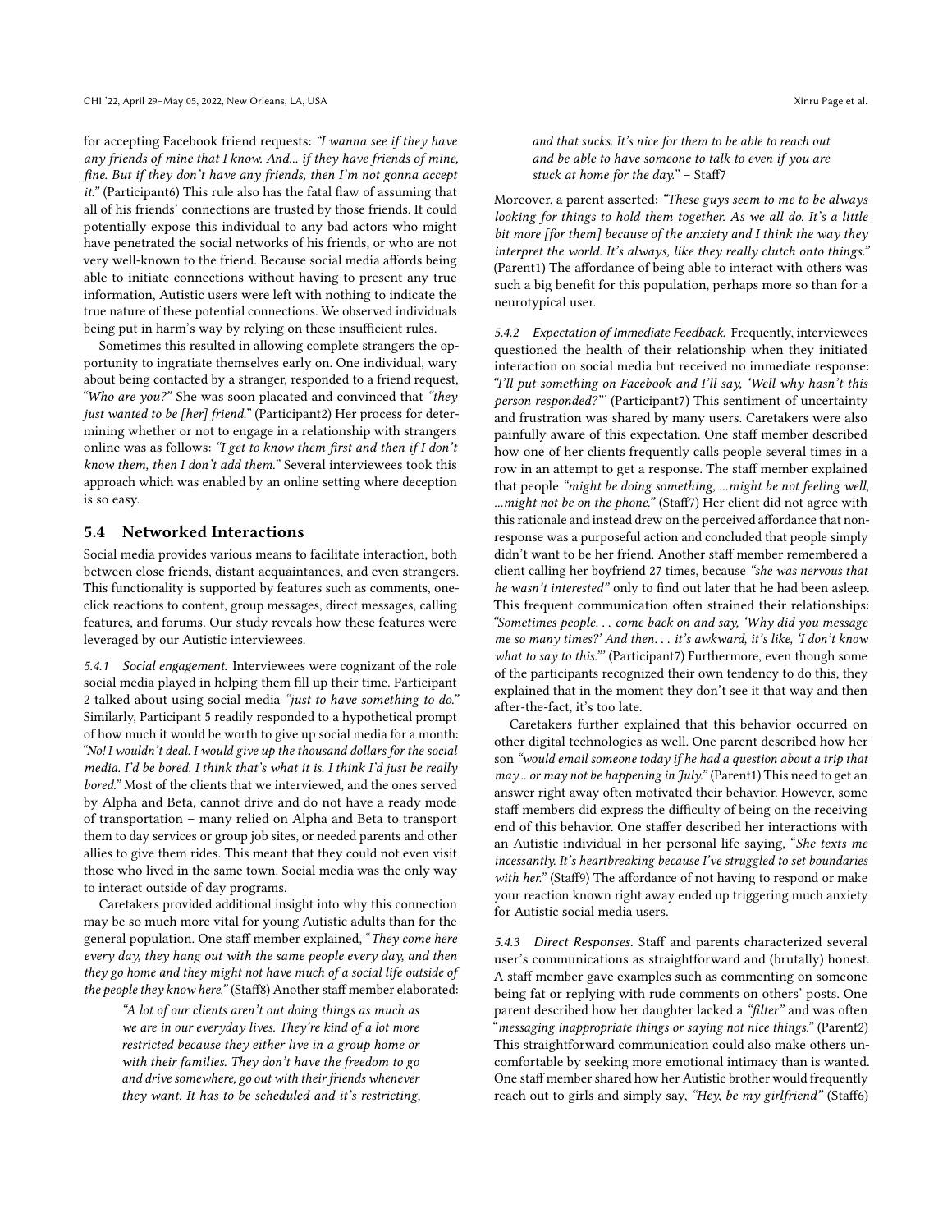for accepting Facebook friend requests: *"I wanna see if they have any friends of mine that I know. And... if they have friends of mine, fine. But if they don't have any friends, then I'm not gonna accept it."* (Participant6) This rule also has the fatal flaw of assuming that all of his friends' connections are trusted by those friends. It could potentially expose this individual to any bad actors who might have penetrated the social networks of his friends, or who are not very well-known to the friend. Because social media affords being able to initiate connections without having to present any true information, Autistic users were left with nothing to indicate the true nature of these potential connections. We observed individuals being put in harm's way by relying on these insufficient rules.

Sometimes this resulted in allowing complete strangers the opportunity to ingratiate themselves early on. One individual, wary about being contacted by a stranger, responded to a friend request, *"Who are you?"* She was soon placated and convinced that *"they just wanted to be [her] friend."* (Participant2) Her process for determining whether or not to engage in a relationship with strangers online was as follows: *"I get to know them first and then if I don't know them, then I don't add them."* Several interviewees took this approach which was enabled by an online setting where deception is so easy.

### 5.4 Networked Interactions

Social media provides various means to facilitate interaction, both between close friends, distant acquaintances, and even strangers. This functionality is supported by features such as comments, one-click reactions to content, group messages, direct messages, calling features, and forums. Our study reveals how these features were leveraged by our Autistic interviewees.

*5.4.1 Social engagement.* Interviewees were cognizant of the role social media played in helping them fill up their time. Participant 2 talked about using social media *"just to have something to do."* Similarly, Participant 5 readily responded to a hypothetical prompt of how much it would be worth to give up social media for a month: *"No! I wouldn't deal. I would give up the thousand dollars for the social media. I'd be bored. I think that's what it is. I think I'd just be really bored."* Most of the clients that we interviewed, and the ones served by Alpha and Beta, cannot drive and do not have a ready mode of transportation – many relied on Alpha and Beta to transport them to day services or group job sites, or needed parents and other allies to give them rides. This meant that they could not even visit those who lived in the same town. Social media was the only way to interact outside of day programs.

Caretakers provided additional insight into why this connection may be so much more vital for young Autistic adults than for the general population. One staff member explained, "*They come here every day, they hang out with the same people every day, and then they go home and they might not have much of a social life outside of the people they know here.*" (Staff8) Another staff member elaborated:

> *"A lot of our clients aren't out doing things as much as we are in our everyday lives. They're kind of a lot more restricted because they either live in a group home or with their families. They don't have the freedom to go and drive somewhere, go out with their friends whenever they want. It has to be scheduled and it's restricting, and that sucks. It's nice for them to be able to reach out and be able to have someone to talk to even if you are stuck at home for the day."* – Staff7

Moreover, a parent asserted: *"These guys seem to me to be always looking for things to hold them together. As we all do. It's a little bit more [for them] because of the anxiety and I think the way they interpret the world. It's always, like they really clutch onto things."* (Parent1) The affordance of being able to interact with others was such a big benefit for this population, perhaps more so than for a neurotypical user.

*5.4.2 Expectation of Immediate Feedback.* Frequently, interviewees questioned the health of their relationship when they initiated interaction on social media but received no immediate response: *"I'll put something on Facebook and I'll say, 'Well why hasn't this person responded?'"* (Participant7) This sentiment of uncertainty and frustration was shared by many users. Caretakers were also painfully aware of this expectation. One staff member described how one of her clients frequently calls people several times in a row in an attempt to get a response. The staff member explained that people *"might be doing something, ...might be not feeling well, ...might not be on the phone."* (Staff7) Her client did not agree with this rationale and instead drew on the perceived affordance that non-response was a purposeful action and concluded that people simply didn't want to be her friend. Another staff member remembered a client calling her boyfriend 27 times, because *"she was nervous that he wasn't interested"* only to find out later that he had been asleep. This frequent communication often strained their relationships: *"Sometimes people. . . come back on and say, 'Why did you message me so many times?' And then. . . it's awkward, it's like, 'I don't know what to say to this.'"* (Participant7) Furthermore, even though some of the participants recognized their own tendency to do this, they explained that in the moment they don't see it that way and then after-the-fact, it's too late.

Caretakers further explained that this behavior occurred on other digital technologies as well. One parent described how her son *"would email someone today if he had a question about a trip that may... or may not be happening in July."* (Parent1) This need to get an answer right away often motivated their behavior. However, some staff members did express the difficulty of being on the receiving end of this behavior. One staffer described her interactions with an Autistic individual in her personal life saying, "*She texts me incessantly. It's heartbreaking because I've struggled to set boundaries with her.*" (Staff9) The affordance of not having to respond or make your reaction known right away ended up triggering much anxiety for Autistic social media users.

*5.4.3 Direct Responses.* Staff and parents characterized several user's communications as straightforward and (brutally) honest. A staff member gave examples such as commenting on someone being fat or replying with rude comments on others' posts. One parent described how her daughter lacked a *"filter"* and was often "*messaging inappropriate things or saying not nice things.*" (Parent2) This straightforward communication could also make others uncomfortable by seeking more emotional intimacy than is wanted. One staff member shared how her Autistic brother would frequently reach out to girls and simply say, *"Hey, be my girlfriend"* (Staff6)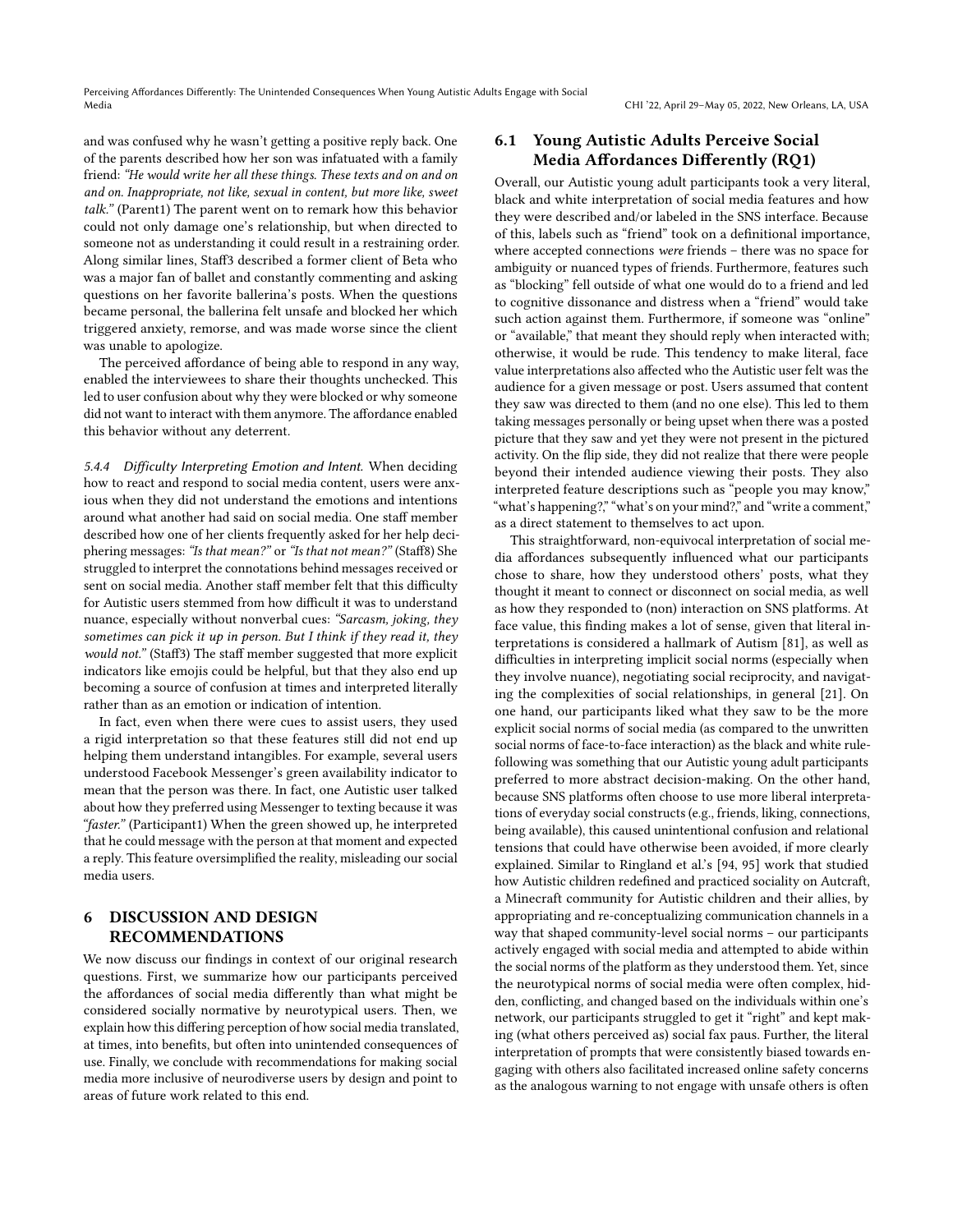and was confused why he wasn't getting a positive reply back. One of the parents described how her son was infatuated with a family friend: *"He would write her all these things. These texts and on and on and on. Inappropriate, not like, sexual in content, but more like, sweet talk."* (Parent1) The parent went on to remark how this behavior could not only damage one's relationship, but when directed to someone not as understanding it could result in a restraining order. Along similar lines, Staff3 described a former client of Beta who was a major fan of ballet and constantly commenting and asking questions on her favorite ballerina's posts. When the questions became personal, the ballerina felt unsafe and blocked her which triggered anxiety, remorse, and was made worse since the client was unable to apologize.

The perceived affordance of being able to respond in any way, enabled the interviewees to share their thoughts unchecked. This led to user confusion about why they were blocked or why someone did not want to interact with them anymore. The affordance enabled this behavior without any deterrent.

#### 5.4.4 Difficulty Interpreting Emotion and Intent.

When deciding how to react and respond to social media content, users were anxious when they did not understand the emotions and intentions around what another had said on social media. One staff member described how one of her clients frequently asked for her help deciphering messages: *"Is that mean?"* or *"Is that not mean?"* (Staff8) She struggled to interpret the connotations behind messages received or sent on social media. Another staff member felt that this difficulty for Autistic users stemmed from how difficult it was to understand nuance, especially without nonverbal cues: *"Sarcasm, joking, they sometimes can pick it up in person. But I think if they read it, they would not."* (Staff3) The staff member suggested that more explicit indicators like emojis could be helpful, but that they also end up becoming a source of confusion at times and interpreted literally rather than as an emotion or indication of intention.

In fact, even when there were cues to assist users, they used a rigid interpretation so that these features still did not end up helping them understand intangibles. For example, several users understood Facebook Messenger's green availability indicator to mean that the person was there. In fact, one Autistic user talked about how they preferred using Messenger to texting because it was *"faster."* (Participant1) When the green showed up, he interpreted that he could message with the person at that moment and expected a reply. This feature oversimplified the reality, misleading our social media users.

## 6 DISCUSSION AND DESIGN RECOMMENDATIONS

We now discuss our findings in context of our original research questions. First, we summarize how our participants perceived the affordances of social media differently than what might be considered socially normative by neurotypical users. Then, we explain how this differing perception of how social media translated, at times, into benefits, but often into unintended consequences of use. Finally, we conclude with recommendations for making social media more inclusive of neurodiverse users by design and point to areas of future work related to this end.

### 6.1 Young Autistic Adults Perceive Social Media Affordances Differently (RQ1)

Overall, our Autistic young adult participants took a very literal, black and white interpretation of social media features and how they were described and/or labeled in the SNS interface. Because of this, labels such as "friend" took on a definitional importance, where accepted connections *were* friends – there was no space for ambiguity or nuanced types of friends. Furthermore, features such as "blocking" fell outside of what one would do to a friend and led to cognitive dissonance and distress when a "friend" would take such action against them. Furthermore, if someone was "online" or "available," that meant they should reply when interacted with; otherwise, it would be rude. This tendency to make literal, face value interpretations also affected who the Autistic user felt was the audience for a given message or post. Users assumed that content they saw was directed to them (and no one else). This led to them taking messages personally or being upset when there was a posted picture that they saw and yet they were not present in the pictured activity. On the flip side, they did not realize that there were people beyond their intended audience viewing their posts. They also interpreted feature descriptions such as "people you may know," "what's happening?," "what's on your mind?," and "write a comment," as a direct statement to themselves to act upon.

This straightforward, non-equivocal interpretation of social media affordances subsequently influenced what our participants chose to share, how they understood others' posts, what they thought it meant to connect or disconnect on social media, as well as how they responded to (non) interaction on SNS platforms. At face value, this finding makes a lot of sense, given that literal interpretations is considered a hallmark of Autism [81], as well as difficulties in interpreting implicit social norms (especially when they involve nuance), negotiating social reciprocity, and navigating the complexities of social relationships, in general [21]. On one hand, our participants liked what they saw to be the more explicit social norms of social media (as compared to the unwritten social norms of face-to-face interaction) as the black and white rule-following was something that our Autistic young adult participants preferred to more abstract decision-making. On the other hand, because SNS platforms often choose to use more liberal interpretations of everyday social constructs (e.g., friends, liking, connections, being available), this caused unintentional confusion and relational tensions that could have otherwise been avoided, if more clearly explained. Similar to Ringland et al.'s [94, 95] work that studied how Autistic children redefined and practiced sociality on Autcraft, a Minecraft community for Autistic children and their allies, by appropriating and re-conceptualizing communication channels in a way that shaped community-level social norms – our participants actively engaged with social media and attempted to abide within the social norms of the platform as they understood them. Yet, since the neurotypical norms of social media were often complex, hidden, conflicting, and changed based on the individuals within one's network, our participants struggled to get it "right" and kept making (what others perceived as) social fax paus. Further, the literal interpretation of prompts that were consistently biased towards engaging with others also facilitated increased online safety concerns as the analogous warning to not engage with unsafe others is often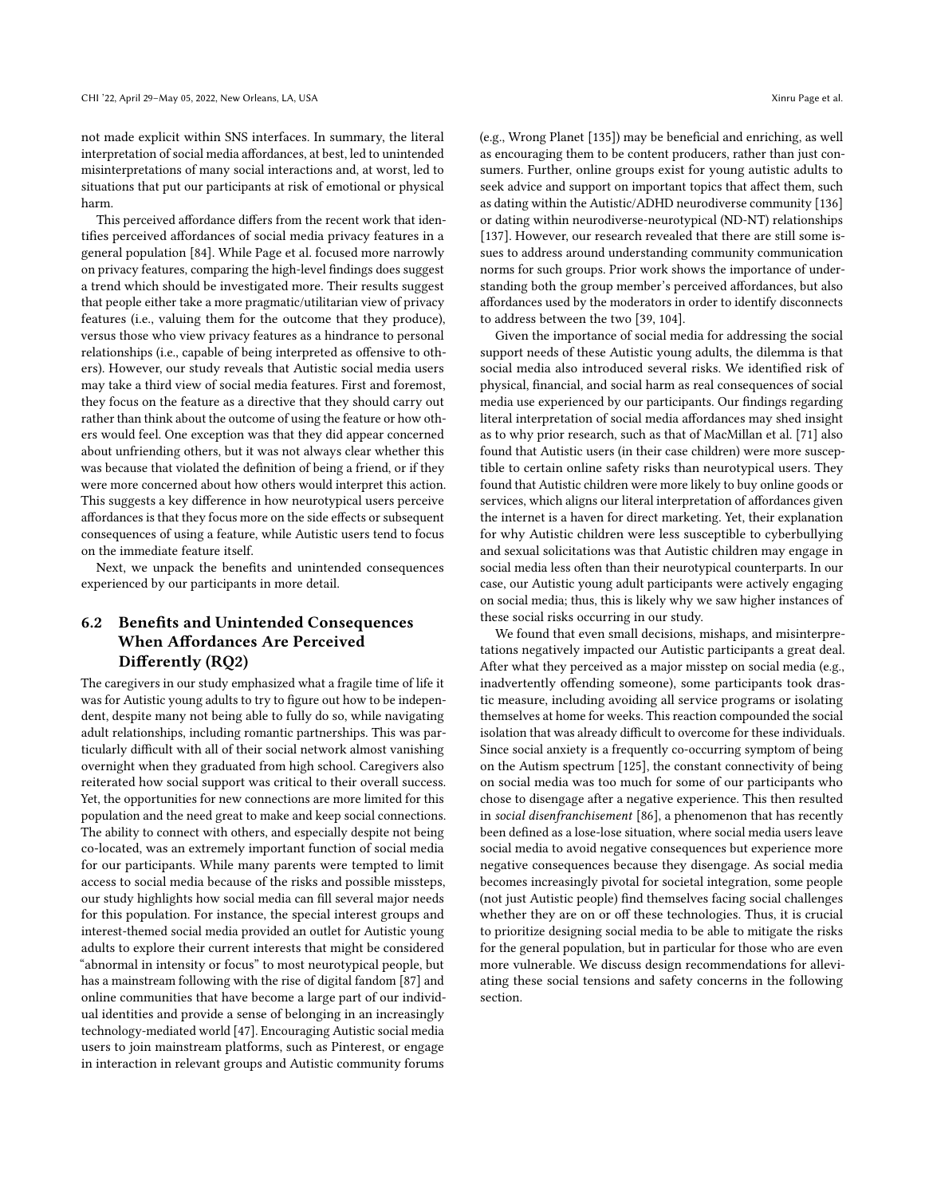not made explicit within SNS interfaces. In summary, the literal interpretation of social media affordances, at best, led to unintended misinterpretations of many social interactions and, at worst, led to situations that put our participants at risk of emotional or physical harm.

This perceived affordance differs from the recent work that identifies perceived affordances of social media privacy features in a general population [84]. While Page et al. focused more narrowly on privacy features, comparing the high-level findings does suggest a trend which should be investigated more. Their results suggest that people either take a more pragmatic/utilitarian view of privacy features (i.e., valuing them for the outcome that they produce), versus those who view privacy features as a hindrance to personal relationships (i.e., capable of being interpreted as offensive to others). However, our study reveals that Autistic social media users may take a third view of social media features. First and foremost, they focus on the feature as a directive that they should carry out rather than think about the outcome of using the feature or how others would feel. One exception was that they did appear concerned about unfriending others, but it was not always clear whether this was because that violated the definition of being a friend, or if they were more concerned about how others would interpret this action. This suggests a key difference in how neurotypical users perceive affordances is that they focus more on the side effects or subsequent consequences of using a feature, while Autistic users tend to focus on the immediate feature itself.

Next, we unpack the benefits and unintended consequences experienced by our participants in more detail.

## 6.2 Benefits and Unintended Consequences When Affordances Are Perceived Differently (RQ2)

The caregivers in our study emphasized what a fragile time of life it was for Autistic young adults to try to figure out how to be independent, despite many not being able to fully do so, while navigating adult relationships, including romantic partnerships. This was particularly difficult with all of their social network almost vanishing overnight when they graduated from high school. Caregivers also reiterated how social support was critical to their overall success. Yet, the opportunities for new connections are more limited for this population and the need great to make and keep social connections. The ability to connect with others, and especially despite not being co-located, was an extremely important function of social media for our participants. While many parents were tempted to limit access to social media because of the risks and possible missteps, our study highlights how social media can fill several major needs for this population. For instance, the special interest groups and interest-themed social media provided an outlet for Autistic young adults to explore their current interests that might be considered "abnormal in intensity or focus" to most neurotypical people, but has a mainstream following with the rise of digital fandom [87] and online communities that have become a large part of our individual identities and provide a sense of belonging in an increasingly technology-mediated world [47]. Encouraging Autistic social media users to join mainstream platforms, such as Pinterest, or engage in interaction in relevant groups and Autistic community forums (e.g., Wrong Planet [135]) may be beneficial and enriching, as well as encouraging them to be content producers, rather than just consumers. Further, online groups exist for young autistic adults to seek advice and support on important topics that affect them, such as dating within the Autistic/ADHD neurodiverse community [136] or dating within neurodiverse-neurotypical (ND-NT) relationships [137]. However, our research revealed that there are still some issues to address around understanding community communication norms for such groups. Prior work shows the importance of understanding both the group member's perceived affordances, but also affordances used by the moderators in order to identify disconnects to address between the two [39, 104].

Given the importance of social media for addressing the social support needs of these Autistic young adults, the dilemma is that social media also introduced several risks. We identified risk of physical, financial, and social harm as real consequences of social media use experienced by our participants. Our findings regarding literal interpretation of social media affordances may shed insight as to why prior research, such as that of MacMillan et al. [71] also found that Autistic users (in their case children) were more susceptible to certain online safety risks than neurotypical users. They found that Autistic children were more likely to buy online goods or services, which aligns our literal interpretation of affordances given the internet is a haven for direct marketing. Yet, their explanation for why Autistic children were less susceptible to cyberbullying and sexual solicitations was that Autistic children may engage in social media less often than their neurotypical counterparts. In our case, our Autistic young adult participants were actively engaging on social media; thus, this is likely why we saw higher instances of these social risks occurring in our study.

We found that even small decisions, mishaps, and misinterpretations negatively impacted our Autistic participants a great deal. After what they perceived as a major misstep on social media (e.g., inadvertently offending someone), some participants took drastic measure, including avoiding all service programs or isolating themselves at home for weeks. This reaction compounded the social isolation that was already difficult to overcome for these individuals. Since social anxiety is a frequently co-occurring symptom of being on the Autism spectrum [125], the constant connectivity of being on social media was too much for some of our participants who chose to disengage after a negative experience. This then resulted in *social disenfranchisement* [86], a phenomenon that has recently been defined as a lose-lose situation, where social media users leave social media to avoid negative consequences but experience more negative consequences because they disengage. As social media becomes increasingly pivotal for societal integration, some people (not just Autistic people) find themselves facing social challenges whether they are on or off these technologies. Thus, it is crucial to prioritize designing social media to be able to mitigate the risks for the general population, but in particular for those who are even more vulnerable. We discuss design recommendations for alleviating these social tensions and safety concerns in the following section.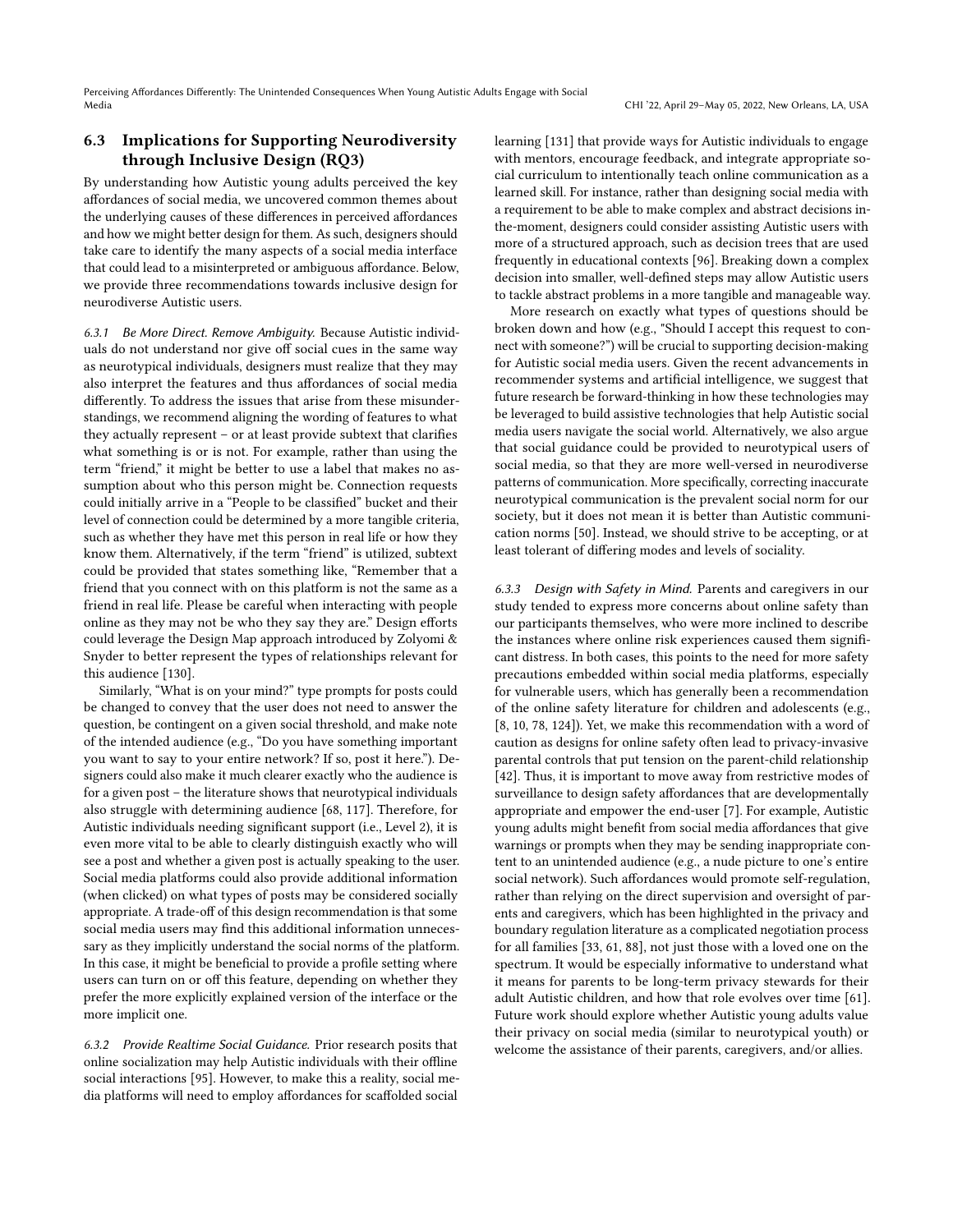## 6.3 Implications for Supporting Neurodiversity through Inclusive Design (RQ3)

By understanding how Autistic young adults perceived the key affordances of social media, we uncovered common themes about the underlying causes of these differences in perceived affordances and how we might better design for them. As such, designers should take care to identify the many aspects of a social media interface that could lead to a misinterpreted or ambiguous affordance. Below, we provide three recommendations towards inclusive design for neurodiverse Autistic users.

*6.3.1 Be More Direct. Remove Ambiguity.* Because Autistic individuals do not understand nor give off social cues in the same way as neurotypical individuals, designers must realize that they may also interpret the features and thus affordances of social media differently. To address the issues that arise from these misunderstandings, we recommend aligning the wording of features to what they actually represent – or at least provide subtext that clarifies what something is or is not. For example, rather than using the term "friend," it might be better to use a label that makes no assumption about who this person might be. Connection requests could initially arrive in a "People to be classified" bucket and their level of connection could be determined by a more tangible criteria, such as whether they have met this person in real life or how they know them. Alternatively, if the term "friend" is utilized, subtext could be provided that states something like, "Remember that a friend that you connect with on this platform is not the same as a friend in real life. Please be careful when interacting with people online as they may not be who they say they are." Design efforts could leverage the Design Map approach introduced by Zolyomi & Snyder to better represent the types of relationships relevant for this audience [130].

Similarly, "What is on your mind?" type prompts for posts could be changed to convey that the user does not need to answer the question, be contingent on a given social threshold, and make note of the intended audience (e.g., "Do you have something important you want to say to your entire network? If so, post it here."). Designers could also make it much clearer exactly who the audience is for a given post – the literature shows that neurotypical individuals also struggle with determining audience [68, 117]. Therefore, for Autistic individuals needing significant support (i.e., Level 2), it is even more vital to be able to clearly distinguish exactly who will see a post and whether a given post is actually speaking to the user. Social media platforms could also provide additional information (when clicked) on what types of posts may be considered socially appropriate. A trade-off of this design recommendation is that some social media users may find this additional information unnecessary as they implicitly understand the social norms of the platform. In this case, it might be beneficial to provide a profile setting where users can turn on or off this feature, depending on whether they prefer the more explicitly explained version of the interface or the more implicit one.

*6.3.2 Provide Realtime Social Guidance.* Prior research posits that online socialization may help Autistic individuals with their offline social interactions [95]. However, to make this a reality, social media platforms will need to employ affordances for scaffolded social learning [131] that provide ways for Autistic individuals to engage with mentors, encourage feedback, and integrate appropriate social curriculum to intentionally teach online communication as a learned skill. For instance, rather than designing social media with a requirement to be able to make complex and abstract decisions in-the-moment, designers could consider assisting Autistic users with more of a structured approach, such as decision trees that are used frequently in educational contexts [96]. Breaking down a complex decision into smaller, well-defined steps may allow Autistic users to tackle abstract problems in a more tangible and manageable way.

More research on exactly what types of questions should be broken down and how (e.g., "Should I accept this request to connect with someone?") will be crucial to supporting decision-making for Autistic social media users. Given the recent advancements in recommender systems and artificial intelligence, we suggest that future research be forward-thinking in how these technologies may be leveraged to build assistive technologies that help Autistic social media users navigate the social world. Alternatively, we also argue that social guidance could be provided to neurotypical users of social media, so that they are more well-versed in neurodiverse patterns of communication. More specifically, correcting inaccurate neurotypical communication is the prevalent social norm for our society, but it does not mean it is better than Autistic communication norms [50]. Instead, we should strive to be accepting, or at least tolerant of differing modes and levels of sociality.

*6.3.3 Design with Safety in Mind.* Parents and caregivers in our study tended to express more concerns about online safety than our participants themselves, who were more inclined to describe the instances where online risk experiences caused them significant distress. In both cases, this points to the need for more safety precautions embedded within social media platforms, especially for vulnerable users, which has generally been a recommendation of the online safety literature for children and adolescents (e.g., [8, 10, 78, 124]). Yet, we make this recommendation with a word of caution as designs for online safety often lead to privacy-invasive parental controls that put tension on the parent-child relationship [42]. Thus, it is important to move away from restrictive modes of surveillance to design safety affordances that are developmentally appropriate and empower the end-user [7]. For example, Autistic young adults might benefit from social media affordances that give warnings or prompts when they may be sending inappropriate content to an unintended audience (e.g., a nude picture to one's entire social network). Such affordances would promote self-regulation, rather than relying on the direct supervision and oversight of parents and caregivers, which has been highlighted in the privacy and boundary regulation literature as a complicated negotiation process for all families [33, 61, 88], not just those with a loved one on the spectrum. It would be especially informative to understand what it means for parents to be long-term privacy stewards for their adult Autistic children, and how that role evolves over time [61]. Future work should explore whether Autistic young adults value their privacy on social media (similar to neurotypical youth) or welcome the assistance of their parents, caregivers, and/or allies.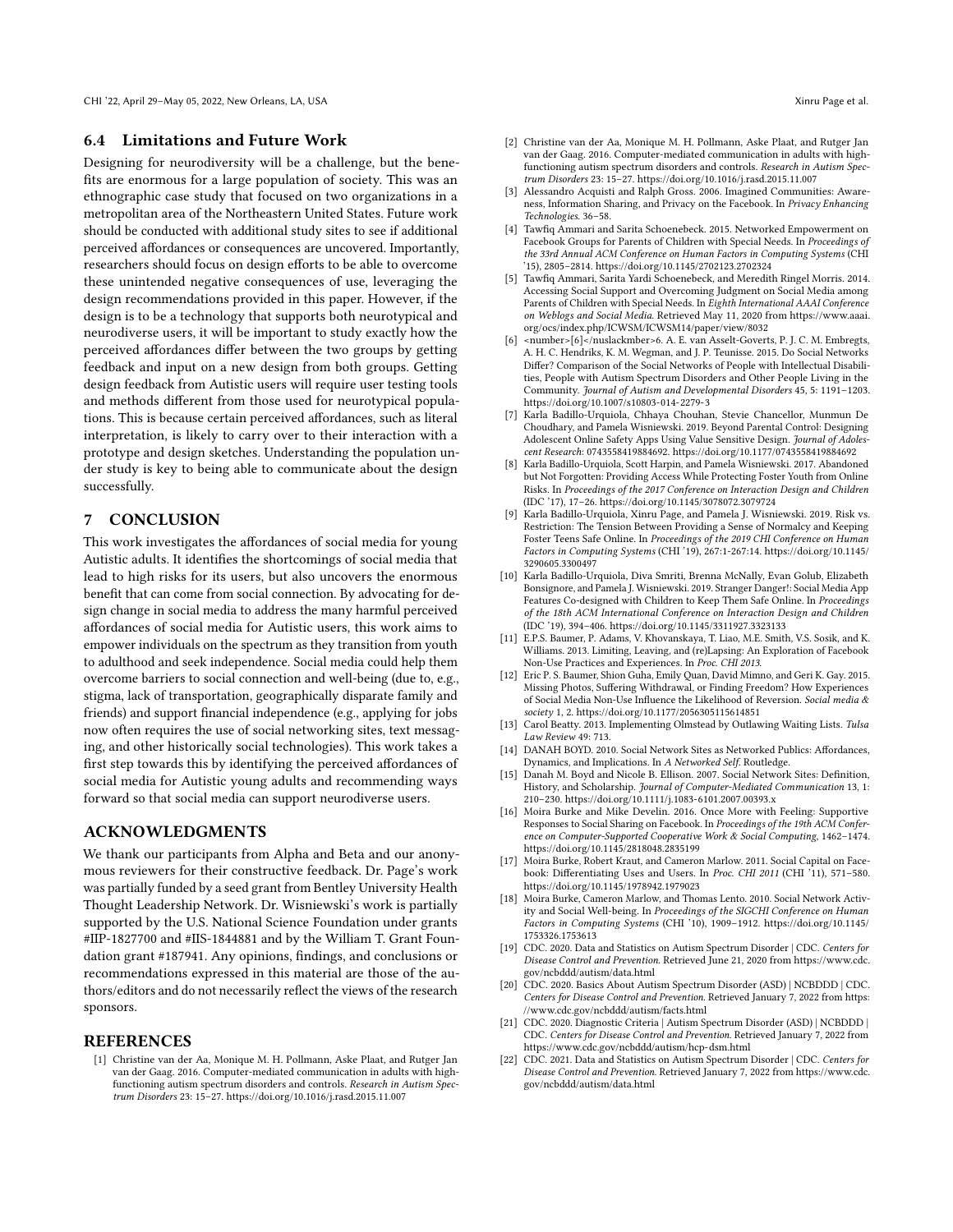### 6.4 Limitations and Future Work

Designing for neurodiversity will be a challenge, but the benefits are enormous for a large population of society. This was an ethnographic case study that focused on two organizations in a metropolitan area of the Northeastern United States. Future work should be conducted with additional study sites to see if additional perceived affordances or consequences are uncovered. Importantly, researchers should focus on design efforts to be able to overcome these unintended negative consequences of use, leveraging the design recommendations provided in this paper. However, if the design is to be a technology that supports both neurotypical and neurodiverse users, it will be important to study exactly how the perceived affordances differ between the two groups by getting feedback and input on a new design from both groups. Getting design feedback from Autistic users will require user testing tools and methods different from those used for neurotypical populations. This is because certain perceived affordances, such as literal interpretation, is likely to carry over to their interaction with a prototype and design sketches. Understanding the population under study is key to being able to communicate about the design successfully.

## 7 CONCLUSION

This work investigates the affordances of social media for young Autistic adults. It identifies the shortcomings of social media that lead to high risks for its users, but also uncovers the enormous benefit that can come from social connection. By advocating for design change in social media to address the many harmful perceived affordances of social media for Autistic users, this work aims to empower individuals on the spectrum as they transition from youth to adulthood and seek independence. Social media could help them overcome barriers to social connection and well-being (due to, e.g., stigma, lack of transportation, geographically disparate family and friends) and support financial independence (e.g., applying for jobs now often requires the use of social networking sites, text messaging, and other historically social technologies). This work takes a first step towards this by identifying the perceived affordances of social media for Autistic young adults and recommending ways forward so that social media can support neurodiverse users.

## ACKNOWLEDGMENTS

We thank our participants from Alpha and Beta and our anonymous reviewers for their constructive feedback. Dr. Page's work was partially funded by a seed grant from Bentley University Health Thought Leadership Network. Dr. Wisniewski's work is partially supported by the U.S. National Science Foundation under grants #IIP-1827700 and #IIS-1844881 and by the William T. Grant Foundation grant #187941. Any opinions, findings, and conclusions or recommendations expressed in this material are those of the authors/editors and do not necessarily reflect the views of the research sponsors.

## REFERENCES

[1] Christine van der Aa, Monique M. H. Pollmann, Aske Plaat, and Rutger Jan van der Gaag. 2016. Computer-mediated communication in adults with high-functioning autism spectrum disorders and controls. *Research in Autism Spectrum Disorders* 23: 15–27. https://doi.org/10.1016/j.rasd.2015.11.007

[2] Christine van der Aa, Monique M. H. Pollmann, Aske Plaat, and Rutger Jan van der Gaag. 2016. Computer-mediated communication in adults with high-functioning autism spectrum disorders and controls. *Research in Autism Spectrum Disorders* 23: 15–27. https://doi.org/10.1016/j.rasd.2015.11.007

[3] Alessandro Acquisti and Ralph Gross. 2006. Imagined Communities: Awareness, Information Sharing, and Privacy on the Facebook. In *Privacy Enhancing Technologies*. 36–58.

[4] Tawfiq Ammari and Sarita Schoenebeck. 2015. Networked Empowerment on Facebook Groups for Parents of Children with Special Needs. In *Proceedings of the 33rd Annual ACM Conference on Human Factors in Computing Systems* (CHI '15), 2805–2814. https://doi.org/10.1145/2702123.2702324

[5] Tawfiq Ammari, Sarita Yardi Schoenebeck, and Meredith Ringel Morris. 2014. Accessing Social Support and Overcoming Judgment on Social Media among Parents of Children with Special Needs. In *Eighth International AAAI Conference on Weblogs and Social Media*. Retrieved May 11, 2020 from https://www.aaai.org/ocs/index.php/ICWSM/ICWSM14/paper/view/8032

[6] <number>[6]</nuslackmber>6. A. E. van Asselt-Goverts, P. J. C. M. Embregts, A. H. C. Hendriks, K. M. Wegman, and J. P. Teunisse. 2015. Do Social Networks Differ? Comparison of the Social Networks of People with Intellectual Disabilities, People with Autism Spectrum Disorders and Other People Living in the Community. *Journal of Autism and Developmental Disorders* 45, 5: 1191–1203. https://doi.org/10.1007/s10803-014-2279-3

[7] Karla Badillo-Urquiola, Chhaya Chouhan, Stevie Chancellor, Munmun De Choudhary, and Pamela Wisniewski. 2019. Beyond Parental Control: Designing Adolescent Online Safety Apps Using Value Sensitive Design. *Journal of Adolescent Research*: 0743558419884692. https://doi.org/10.1177/0743558419884692

[8] Karla Badillo-Urquiola, Scott Harpin, and Pamela Wisniewski. 2017. Abandoned but Not Forgotten: Providing Access While Protecting Foster Youth from Online Risks. In *Proceedings of the 2017 Conference on Interaction Design and Children* (IDC '17), 17–26. https://doi.org/10.1145/3078072.3079724

[9] Karla Badillo-Urquiola, Xinru Page, and Pamela J. Wisniewski. 2019. Risk vs. Restriction: The Tension Between Providing a Sense of Normalcy and Keeping Foster Teens Safe Online. In *Proceedings of the 2019 CHI Conference on Human Factors in Computing Systems* (CHI '19), 267:1-267:14. https://doi.org/10.1145/3290605.3300497

[10] Karla Badillo-Urquiola, Diva Smriti, Brenna McNally, Evan Golub, Elizabeth Bonsignore, and Pamela J. Wisniewski. 2019. Stranger Danger!: Social Media App Features Co-designed with Children to Keep Them Safe Online. In *Proceedings of the 18th ACM International Conference on Interaction Design and Children* (IDC '19), 394–406. https://doi.org/10.1145/3311927.3323133

[11] E.P.S. Baumer, P. Adams, V. Khovanskaya, T. Liao, M.E. Smith, V.S. Sosik, and K. Williams. 2013. Limiting, Leaving, and (re)Lapsing: An Exploration of Facebook Non-Use Practices and Experiences. In *Proc. CHI 2013*.

[12] Eric P. S. Baumer, Shion Guha, Emily Quan, David Mimno, and Geri K. Gay. 2015. Missing Photos, Suffering Withdrawal, or Finding Freedom? How Experiences of Social Media Non-Use Influence the Likelihood of Reversion. *Social media & society* 1, 2. https://doi.org/10.1177/2056305115614851

[13] Carol Beatty. 2013. Implementing Olmstead by Outlawing Waiting Lists. *Tulsa Law Review* 49: 713.

[14] DANAH BOYD. 2010. Social Network Sites as Networked Publics: Affordances, Dynamics, and Implications. In *A Networked Self*. Routledge.

[15] Danah M. Boyd and Nicole B. Ellison. 2007. Social Network Sites: Definition, History, and Scholarship. *Journal of Computer-Mediated Communication* 13, 1: 210–230. https://doi.org/10.1111/j.1083-6101.2007.00393.x

[16] Moira Burke and Mike Develin. 2016. Once More with Feeling: Supportive Responses to Social Sharing on Facebook. In *Proceedings of the 19th ACM Conference on Computer-Supported Cooperative Work & Social Computing*, 1462–1474. https://doi.org/10.1145/2818048.2835199

[17] Moira Burke, Robert Kraut, and Cameron Marlow. 2011. Social Capital on Facebook: Differentiating Uses and Users. In *Proc. CHI 2011* (CHI '11), 571–580. https://doi.org/10.1145/1978942.1979023

[18] Moira Burke, Cameron Marlow, and Thomas Lento. 2010. Social Network Activity and Social Well-being. In *Proceedings of the SIGCHI Conference on Human Factors in Computing Systems* (CHI '10), 1909–1912. https://doi.org/10.1145/1753326.1753613

[19] CDC. 2020. Data and Statistics on Autism Spectrum Disorder | CDC. *Centers for Disease Control and Prevention*. Retrieved June 21, 2020 from https://www.cdc.gov/ncbddd/autism/data.html

[20] CDC. 2020. Basics About Autism Spectrum Disorder (ASD) | NCBDDD | CDC. *Centers for Disease Control and Prevention*. Retrieved January 7, 2022 from https://www.cdc.gov/ncbddd/autism/facts.html

[21] CDC. 2020. Diagnostic Criteria | Autism Spectrum Disorder (ASD) | NCBDDD | CDC. *Centers for Disease Control and Prevention*. Retrieved January 7, 2022 from https://www.cdc.gov/ncbddd/autism/hcp-dsm.html

[22] CDC. 2021. Data and Statistics on Autism Spectrum Disorder | CDC. *Centers for Disease Control and Prevention*. Retrieved January 7, 2022 from https://www.cdc.gov/ncbddd/autism/data.html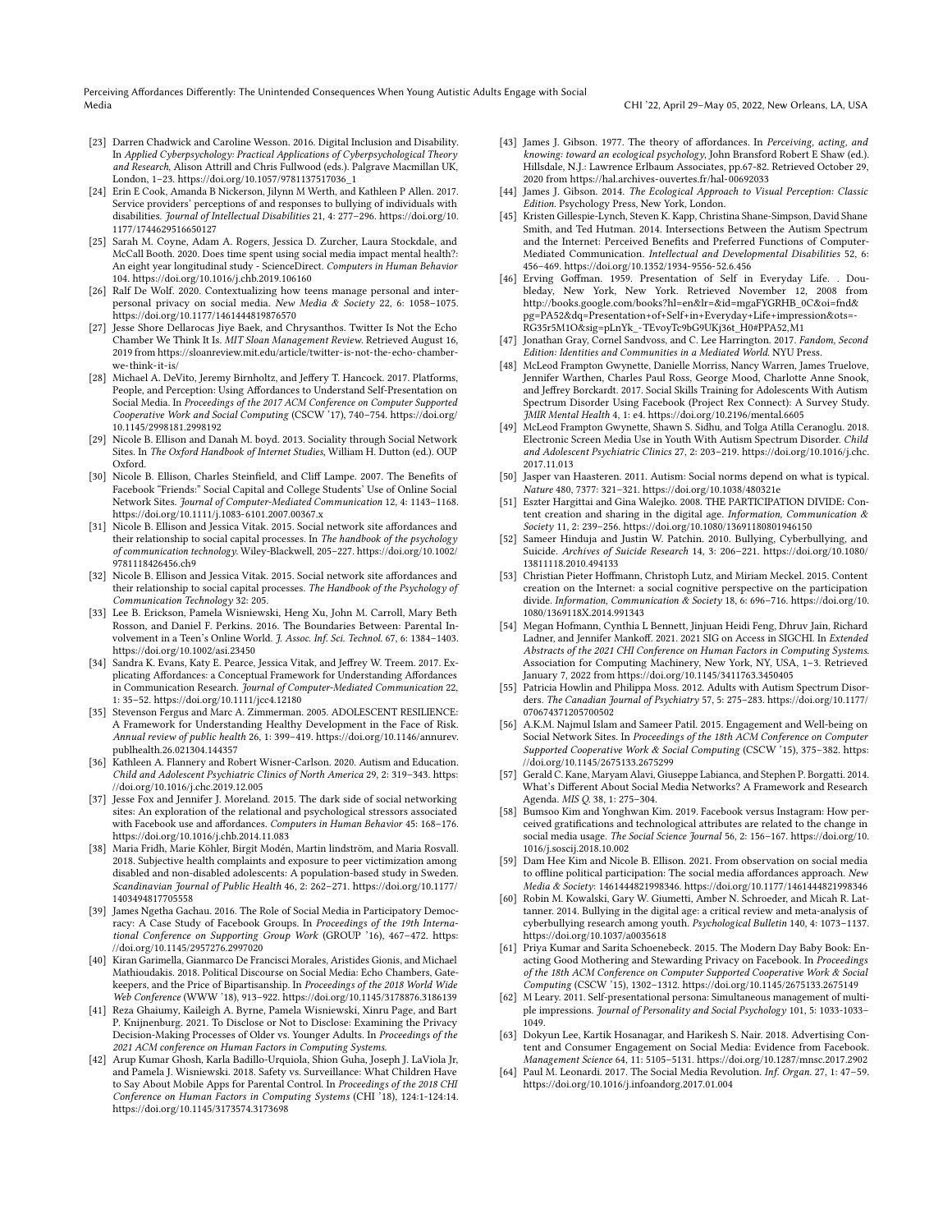[23] Darren Chadwick and Caroline Wesson. 2016. Digital Inclusion and Disability. In *Applied Cyberpsychology: Practical Applications of Cyberpsychological Theory and Research*, Alison Attrill and Chris Fullwood (eds.). Palgrave Macmillan UK, London, 1–23. https://doi.org/10.1057/9781137517036_1

[24] Erin E Cook, Amanda B Nickerson, Jilynn M Werth, and Kathleen P Allen. 2017. Service providers' perceptions of and responses to bullying of individuals with disabilities. *Journal of Intellectual Disabilities* 21, 4: 277–296. https://doi.org/10.1177/1744629516650127

[25] Sarah M. Coyne, Adam A. Rogers, Jessica D. Zurcher, Laura Stockdale, and McCall Booth. 2020. Does time spent using social media impact mental health?: An eight year longitudinal study - ScienceDirect. *Computers in Human Behavior* 104. https://doi.org/10.1016/j.chb.2019.106160

[26] Ralf De Wolf. 2020. Contextualizing how teens manage personal and interpersonal privacy on social media. *New Media & Society* 22, 6: 1058–1075. https://doi.org/10.1177/1461444819876570

[27] Jesse Shore Dellarocas Jiye Baek, and Chrysanthos. Twitter Is Not the Echo Chamber We Think It Is. *MIT Sloan Management Review*. Retrieved August 16, 2019 from https://sloanreview.mit.edu/article/twitter-is-not-the-echo-chamber-we-think-it-is/

[28] Michael A. DeVito, Jeremy Birnholtz, and Jeffery T. Hancock. 2017. Platforms, People, and Perception: Using Affordances to Understand Self-Presentation on Social Media. In *Proceedings of the 2017 ACM Conference on Computer Supported Cooperative Work and Social Computing* (CSCW '17), 740–754. https://doi.org/10.1145/2998181.2998192

[29] Nicole B. Ellison and Danah M. boyd. 2013. Sociality through Social Network Sites. In *The Oxford Handbook of Internet Studies*, William H. Dutton (ed.). OUP Oxford.

[30] Nicole B. Ellison, Charles Steinfield, and Cliff Lampe. 2007. The Benefits of Facebook "Friends:" Social Capital and College Students' Use of Online Social Network Sites. *Journal of Computer-Mediated Communication* 12, 4: 1143–1168. https://doi.org/10.1111/j.1083-6101.2007.00367.x

[31] Nicole B. Ellison and Jessica Vitak. 2015. Social network site affordances and their relationship to social capital processes. In *The handbook of the psychology of communication technology*. Wiley-Blackwell, 205–227. https://doi.org/10.1002/9781118426456.ch9

[32] Nicole B. Ellison and Jessica Vitak. 2015. Social network site affordances and their relationship to social capital processes. *The Handbook of the Psychology of Communication Technology* 32: 205.

[33] Lee B. Erickson, Pamela Wisniewski, Heng Xu, John M. Carroll, Mary Beth Rosson, and Daniel F. Perkins. 2016. The Boundaries Between: Parental Involvement in a Teen's Online World. *J. Assoc. Inf. Sci. Technol.* 67, 6: 1384–1403. https://doi.org/10.1002/asi.23450

[34] Sandra K. Evans, Katy E. Pearce, Jessica Vitak, and Jeffrey W. Treem. 2017. Explicating Affordances: a Conceptual Framework for Understanding Affordances in Communication Research. *Journal of Computer-Mediated Communication* 22, 1: 35–52. https://doi.org/10.1111/jcc4.12180

[35] Stevenson Fergus and Marc A. Zimmerman. 2005. ADOLESCENT RESILIENCE: A Framework for Understanding Healthy Development in the Face of Risk. *Annual review of public health* 26, 1: 399–419. https://doi.org/10.1146/annurev.publhealth.26.021304.144357

[36] Kathleen A. Flannery and Robert Wisner-Carlson. 2020. Autism and Education. *Child and Adolescent Psychiatric Clinics of North America* 29, 2: 319–343. https://doi.org/10.1016/j.chc.2019.12.005

[37] Jesse Fox and Jennifer J. Moreland. 2015. The dark side of social networking sites: An exploration of the relational and psychological stressors associated with Facebook use and affordances. *Computers in Human Behavior* 45: 168–176. https://doi.org/10.1016/j.chb.2014.11.083

[38] Maria Fridh, Marie Köhler, Birgit Modén, Martin lindström, and Maria Rosvall. 2018. Subjective health complaints and exposure to peer victimization among disabled and non-disabled adolescents: A population-based study in Sweden. *Scandinavian Journal of Public Health* 46, 2: 262–271. https://doi.org/10.1177/1403494817705558

[39] James Ngetha Gachau. 2016. The Role of Social Media in Participatory Democracy: A Case Study of Facebook Groups. In *Proceedings of the 19th International Conference on Supporting Group Work* (GROUP '16), 467–472. https://doi.org/10.1145/2957276.2997020

[40] Kiran Garimella, Gianmarco De Francisci Morales, Aristides Gionis, and Michael Mathioudakis. 2018. Political Discourse on Social Media: Echo Chambers, Gatekeepers, and the Price of Bipartisanship. In *Proceedings of the 2018 World Wide Web Conference* (WWW '18), 913–922. https://doi.org/10.1145/3178876.3186139

[41] Reza Ghaiumy, Kaileigh A. Byrne, Pamela Wisniewski, Xinru Page, and Bart P. Knijnenburg. 2021. To Disclose or Not to Disclose: Examining the Privacy Decision-Making Processes of Older vs. Younger Adults. In *Proceedings of the 2021 ACM conference on Human Factors in Computing Systems*.

[42] Arup Kumar Ghosh, Karla Badillo-Urquiola, Shion Guha, Joseph J. LaViola Jr, and Pamela J. Wisniewski. 2018. Safety vs. Surveillance: What Children Have to Say About Mobile Apps for Parental Control. In *Proceedings of the 2018 CHI Conference on Human Factors in Computing Systems* (CHI '18), 124:1-124:14. https://doi.org/10.1145/3173574.3173698

[43] James J. Gibson. 1977. The theory of affordances. In *Perceiving, acting, and knowing: toward an ecological psychology*, John Bransford Robert E Shaw (ed.). Hillsdale, N.J.: Lawrence Erlbaum Associates, pp.67-82. Retrieved October 29, 2020 from https://hal.archives-ouvertes.fr/hal-00692033

[44] James J. Gibson. 2014. *The Ecological Approach to Visual Perception: Classic Edition*. Psychology Press, New York, London.

[45] Kristen Gillespie-Lynch, Steven K. Kapp, Christina Shane-Simpson, David Shane Smith, and Ted Hutman. 2014. Intersections Between the Autism Spectrum and the Internet: Perceived Benefits and Preferred Functions of Computer-Mediated Communication. *Intellectual and Developmental Disabilities* 52, 6: 456–469. https://doi.org/10.1352/1934-9556-52.6.456

[46] Erving Goffman. 1959. Presentation of Self in Everyday Life. . Doubleday, New York, New York. Retrieved November 12, 2008 from http://books.google.com/books?hl=en&lr=&id=mgaFYGRHB_0C&oi=fnd&pg=PA52&dq=Presentation+of+Self+in+Everyday+Life+impression&ots=-RG35r5M1O&sig=pLnYk_-TEvoyTc9bG9UKj36t_H0#PPA52,M1

[47] Jonathan Gray, Cornel Sandvoss, and C. Lee Harrington. 2017. *Fandom, Second Edition: Identities and Communities in a Mediated World*. NYU Press.

[48] McLeod Frampton Gwynette, Danielle Morriss, Nancy Warren, James Truelove, Jennifer Warthen, Charles Paul Ross, George Mood, Charlotte Anne Snook, and Jeffrey Borckardt. 2017. Social Skills Training for Adolescents With Autism Spectrum Disorder Using Facebook (Project Rex Connect): A Survey Study. *JMIR Mental Health* 4, 1: e4. https://doi.org/10.2196/mental.6605

[49] McLeod Frampton Gwynette, Shawn S. Sidhu, and Tolga Atilla Ceranoglu. 2018. Electronic Screen Media Use in Youth With Autism Spectrum Disorder. *Child and Adolescent Psychiatric Clinics* 27, 2: 203–219. https://doi.org/10.1016/j.chc.2017.11.013

[50] Jasper van Haasteren. 2011. Autism: Social norms depend on what is typical. *Nature* 480, 7377: 321–321. https://doi.org/10.1038/480321e

[51] Eszter Hargittai and Gina Walejko. 2008. THE PARTICIPATION DIVIDE: Content creation and sharing in the digital age. *Information, Communication & Society* 11, 2: 239–256. https://doi.org/10.1080/13691180801946150

[52] Sameer Hinduja and Justin W. Patchin. 2010. Bullying, Cyberbullying, and Suicide. *Archives of Suicide Research* 14, 3: 206–221. https://doi.org/10.1080/13811118.2010.494133

[53] Christian Pieter Hoffmann, Christoph Lutz, and Miriam Meckel. 2015. Content creation on the Internet: a social cognitive perspective on the participation divide. *Information, Communication & Society* 18, 6: 696–716. https://doi.org/10.1080/1369118X.2014.991343

[54] Megan Hofmann, Cynthia L Bennett, Jinjuan Heidi Feng, Dhruv Jain, Richard Ladner, and Jennifer Mankoff. 2021. 2021 SIG on Access in SIGCHI. In *Extended Abstracts of the 2021 CHI Conference on Human Factors in Computing Systems*. Association for Computing Machinery, New York, NY, USA, 1–3. Retrieved January 7, 2022 from https://doi.org/10.1145/3411763.3450405

[55] Patricia Howlin and Philippa Moss. 2012. Adults with Autism Spectrum Disorders. *The Canadian Journal of Psychiatry* 57, 5: 275–283. https://doi.org/10.1177/070674371205700502

[56] A.K.M. Najmul Islam and Sameer Patil. 2015. Engagement and Well-being on Social Network Sites. In *Proceedings of the 18th ACM Conference on Computer Supported Cooperative Work & Social Computing* (CSCW '15), 375–382. https://doi.org/10.1145/2675133.2675299

[57] Gerald C. Kane, Maryam Alavi, Giuseppe Labianca, and Stephen P. Borgatti. 2014. What's Different About Social Media Networks? A Framework and Research Agenda. *MIS Q.* 38, 1: 275–304.

[58] Bumsoo Kim and Yonghwan Kim. 2019. Facebook versus Instagram: How perceived gratifications and technological attributes are related to the change in social media usage. *The Social Science Journal* 56, 2: 156–167. https://doi.org/10.1016/j.soscij.2018.10.002

[59] Dam Hee Kim and Nicole B. Ellison. 2021. From observation on social media to offline political participation: The social media affordances approach. *New Media & Society*: 1461444821998346. https://doi.org/10.1177/1461444821998346

[60] Robin M. Kowalski, Gary W. Giumetti, Amber N. Schroeder, and Micah R. Lattanner. 2014. Bullying in the digital age: a critical review and meta-analysis of cyberbullying research among youth. *Psychological Bulletin* 140, 4: 1073–1137. https://doi.org/10.1037/a0035618

[61] Priya Kumar and Sarita Schoenebeck. 2015. The Modern Day Baby Book: Enacting Good Mothering and Stewarding Privacy on Facebook. In *Proceedings of the 18th ACM Conference on Computer Supported Cooperative Work & Social Computing* (CSCW '15), 1302–1312. https://doi.org/10.1145/2675133.2675149

[62] M Leary. 2011. Self-presentational persona: Simultaneous management of multiple impressions. *Journal of Personality and Social Psychology* 101, 5: 1033-1033–1049.

[63] Dokyun Lee, Kartik Hosanagar, and Harikesh S. Nair. 2018. Advertising Content and Consumer Engagement on Social Media: Evidence from Facebook. *Management Science* 64, 11: 5105–5131. https://doi.org/10.1287/mnsc.2017.2902

[64] Paul M. Leonardi. 2017. The Social Media Revolution. *Inf. Organ.* 27, 1: 47–59. https://doi.org/10.1016/j.infoandorg.2017.01.004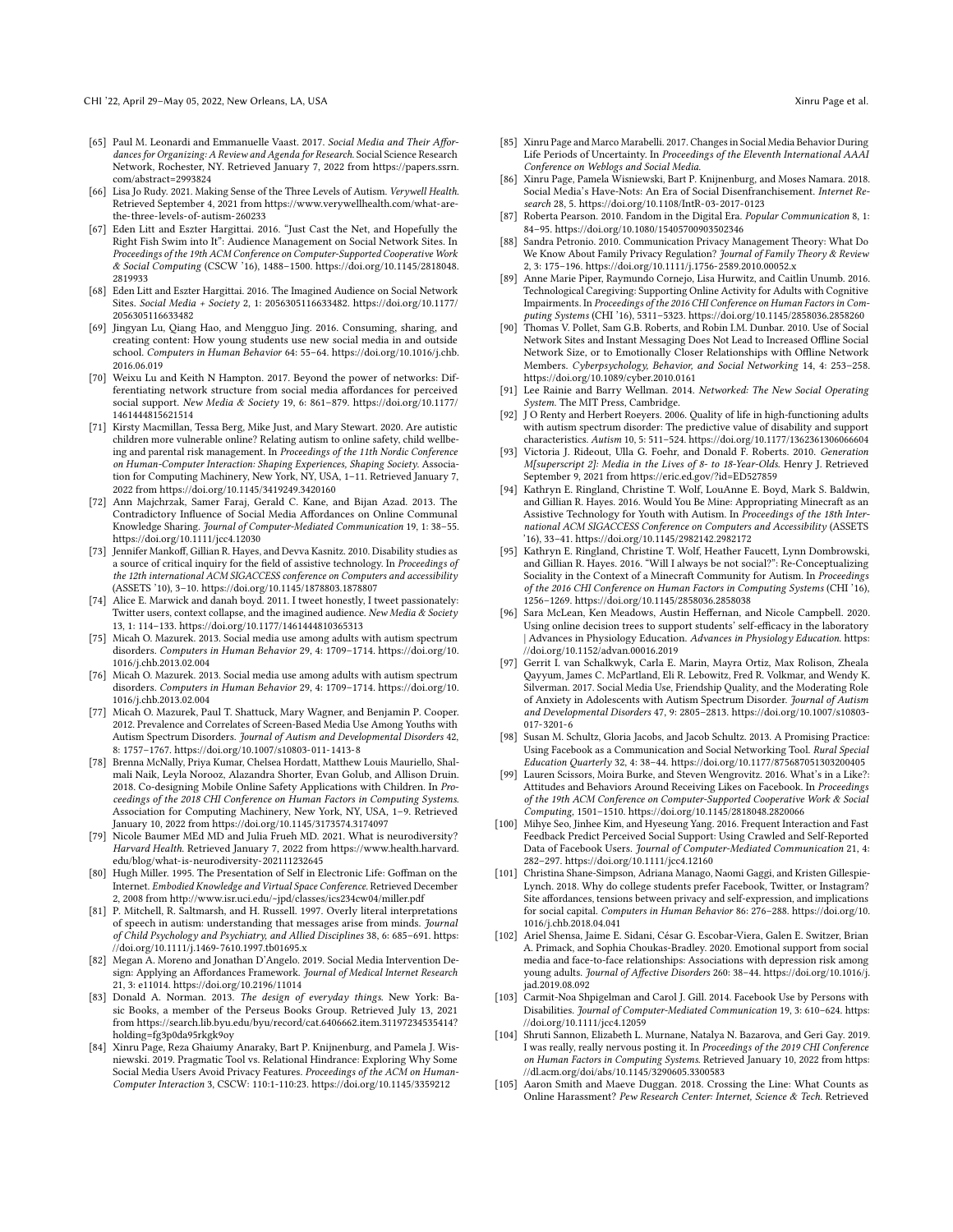- [65] Paul M. Leonardi and Emmanuelle Vaast. 2017. *Social Media and Their Affordances for Organizing: A Review and Agenda for Research.* Social Science Research Network, Rochester, NY. Retrieved January 7, 2022 from https://papers.ssrn.com/abstract=2993824
- [66] Lisa Jo Rudy. 2021. Making Sense of the Three Levels of Autism. *Verywell Health.* Retrieved September 4, 2021 from https://www.verywellhealth.com/what-are-the-three-levels-of-autism-260233
- [67] Eden Litt and Eszter Hargittai. 2016. "Just Cast the Net, and Hopefully the Right Fish Swim into It": Audience Management on Social Network Sites. In *Proceedings of the 19th ACM Conference on Computer-Supported Cooperative Work & Social Computing* (CSCW '16), 1488–1500. https://doi.org/10.1145/2818048.2819933
- [68] Eden Litt and Eszter Hargittai. 2016. The Imagined Audience on Social Network Sites. *Social Media + Society* 2, 1: 2056305116633482. https://doi.org/10.1177/2056305116633482
- [69] Jingyuan Lu, Qiang Hao, and Mengguo Jing. 2016. Consuming, sharing, and creating content: How young students use new social media in and outside school. *Computers in Human Behavior* 64: 55–64. https://doi.org/10.1016/j.chb.2016.06.019
- [70] Weixu Lu and Keith N Hampton. 2017. Beyond the power of networks: Differentiating network structure from social media affordances for perceived social support. *New Media & Society* 19, 6: 861–879. https://doi.org/10.1177/1461444815621514
- [71] Kirsty Macmillan, Tessa Berg, Mike Just, and Mary Stewart. 2020. Are autistic children more vulnerable online? Relating autism to online safety, child wellbeing and parental risk management. In *Proceedings of the 11th Nordic Conference on Human-Computer Interaction: Shaping Experiences, Shaping Society.* Association for Computing Machinery, New York, NY, USA, 1–11. Retrieved January 7, 2022 from https://doi.org/10.1145/3419249.3420160
- [72] Ann Majchrzak, Samer Faraj, Gerald C. Kane, and Bijan Azad. 2013. The Contradictory Influence of Social Media Affordances on Online Communal Knowledge Sharing. *Journal of Computer-Mediated Communication* 19, 1: 38–55. https://doi.org/10.1111/jcc4.12030
- [73] Jennifer Mankoff, Gillian R. Hayes, and Devva Kasnitz. 2010. Disability studies as a source of critical inquiry for the field of assistive technology. In *Proceedings of the 12th international ACM SIGACCESS conference on Computers and accessibility* (ASSETS '10), 3–10. https://doi.org/10.1145/1878803.1878807
- [74] Alice E. Marwick and danah boyd. 2011. I tweet honestly, I tweet passionately: Twitter users, context collapse, and the imagined audience. *New Media & Society* 13, 1: 114–133. https://doi.org/10.1177/1461444810365313
- [75] Micah O. Mazurek. 2013. Social media use among adults with autism spectrum disorders. *Computers in Human Behavior* 29, 4: 1709–1714. https://doi.org/10.1016/j.chb.2013.02.004
- [76] Micah O. Mazurek. 2013. Social media use among adults with autism spectrum disorders. *Computers in Human Behavior* 29, 4: 1709–1714. https://doi.org/10.1016/j.chb.2013.02.004
- [77] Micah O. Mazurek, Paul T. Shattuck, Mary Wagner, and Benjamin P. Cooper. 2012. Prevalence and Correlates of Screen-Based Media Use Among Youths with Autism Spectrum Disorders. *Journal of Autism and Developmental Disorders* 42, 8: 1757–1767. https://doi.org/10.1007/s10803-011-1413-8
- [78] Brenna McNally, Priya Kumar, Chelsea Hordatt, Matthew Louis Mauriello, Shalmali Naik, Leyla Norooz, Alazandra Shorter, Evan Golub, and Allison Druin. 2018. Co-designing Mobile Online Safety Applications with Children. In *Proceedings of the 2018 CHI Conference on Human Factors in Computing Systems.* Association for Computing Machinery, New York, NY, USA, 1–9. Retrieved January 10, 2022 from https://doi.org/10.1145/3173574.3174097
- [79] Nicole Baumer MEd MD and Julia Frueh MD. 2021. What is neurodiversity? *Harvard Health.* Retrieved January 7, 2022 from https://www.health.harvard.edu/blog/what-is-neurodiversity-202111232645
- [80] Hugh Miller. 1995. The Presentation of Self in Electronic Life: Goffman on the Internet. *Embodied Knowledge and Virtual Space Conference.* Retrieved December 2, 2008 from http://www.isr.uci.edu/~jpd/classes/ics234cw04/miller.pdf
- [81] P. Mitchell, R. Saltmarsh, and H. Russell. 1997. Overly literal interpretations of speech in autism: understanding that messages arise from minds. *Journal of Child Psychology and Psychiatry, and Allied Disciplines* 38, 6: 685–691. https://doi.org/10.1111/j.1469-7610.1997.tb01695.x
- [82] Megan A. Moreno and Jonathan D'Angelo. 2019. Social Media Intervention Design: Applying an Affordances Framework. *Journal of Medical Internet Research* 21, 3: e11014. https://doi.org/10.2196/11014
- [83] Donald A. Norman. 2013. *The design of everyday things.* New York: Basic Books, a member of the Perseus Books Group. Retrieved July 13, 2021 from https://search.lib.byu.edu/byu/record/cat.6406662.item.31197234535414?holding=fg3p0da95rkgk9oy
- [84] Xinru Page, Reza Ghaiumy Anaraky, Bart P. Knijnenburg, and Pamela J. Wisniewski. 2019. Pragmatic Tool vs. Relational Hindrance: Exploring Why Some Social Media Users Avoid Privacy Features. *Proceedings of the ACM on Human-Computer Interaction* 3, CSCW: 110:1-110:23. https://doi.org/10.1145/3359212
- [85] Xinru Page and Marco Marabelli. 2017. Changes in Social Media Behavior During Life Periods of Uncertainty. In *Proceedings of the Eleventh International AAAI Conference on Weblogs and Social Media.*
- [86] Xinru Page, Pamela Wisniewski, Bart P. Knijnenburg, and Moses Namara. 2018. Social Media's Have-Nots: An Era of Social Disenfranchisement. *Internet Research* 28, 5. https://doi.org/10.1108/IntR-03-2017-0123
- [87] Roberta Pearson. 2010. Fandom in the Digital Era. *Popular Communication* 8, 1: 84–95. https://doi.org/10.1080/15405700903502346
- [88] Sandra Petronio. 2010. Communication Privacy Management Theory: What Do We Know About Family Privacy Regulation? *Journal of Family Theory & Review* 2, 3: 175–196. https://doi.org/10.1111/j.1756-2589.2010.00052.x
- [89] Anne Marie Piper, Raymundo Cornejo, Lisa Hurwitz, and Caitlin Unumb. 2016. Technological Caregiving: Supporting Online Activity for Adults with Cognitive Impairments. In *Proceedings of the 2016 CHI Conference on Human Factors in Computing Systems* (CHI '16), 5311–5323. https://doi.org/10.1145/2858036.2858260
- [90] Thomas V. Pollet, Sam G.B. Roberts, and Robin I.M. Dunbar. 2010. Use of Social Network Sites and Instant Messaging Does Not Lead to Increased Offline Social Network Size, or to Emotionally Closer Relationships with Offline Network Members. *Cyberpsychology, Behavior, and Social Networking* 14, 4: 253–258. https://doi.org/10.1089/cyber.2010.0161
- [91] Lee Rainie and Barry Wellman. 2014. *Networked: The New Social Operating System.* The MIT Press, Cambridge.
- [92] J O Renty and Herbert Roeyers. 2006. Quality of life in high-functioning adults with autism spectrum disorder: The predictive value of disability and support characteristics. *Autism* 10, 5: 511–524. https://doi.org/10.1177/1362361306066604
- [93] Victoria J. Rideout, Ulla G. Foehr, and Donald F. Roberts. 2010. *Generation M[superscript 2]: Media in the Lives of 8- to 18-Year-Olds.* Henry J. Retrieved September 9, 2021 from https://eric.ed.gov/?id=ED527859
- [94] Kathryn E. Ringland, Christine T. Wolf, LouAnne E. Boyd, Mark S. Baldwin, and Gillian R. Hayes. 2016. Would You Be Mine: Appropriating Minecraft as an Assistive Technology for Youth with Autism. In *Proceedings of the 18th International ACM SIGACCESS Conference on Computers and Accessibility* (ASSETS '16), 33–41. https://doi.org/10.1145/2982142.2982172
- [95] Kathryn E. Ringland, Christine T. Wolf, Heather Faucett, Lynn Dombrowski, and Gillian R. Hayes. 2016. "Will I always be not social?": Re-Conceptualizing Sociality in the Context of a Minecraft Community for Autism. In *Proceedings of the 2016 CHI Conference on Human Factors in Computing Systems* (CHI '16), 1256–1269. https://doi.org/10.1145/2858036.2858038
- [96] Sara McLean, Ken Meadows, Austin Heffernan, and Nicole Campbell. 2020. Using online decision trees to support students' self-efficacy in the laboratory | Advances in Physiology Education. *Advances in Physiology Education.* https://doi.org/10.1152/advan.00016.2019
- [97] Gerrit I. van Schalkwyk, Carla E. Marin, Mayra Ortiz, Max Rolison, Zheala Qayyum, James C. McPartland, Eli R. Lebowitz, Fred R. Volkmar, and Wendy K. Silverman. 2017. Social Media Use, Friendship Quality, and the Moderating Role of Anxiety in Adolescents with Autism Spectrum Disorder. *Journal of Autism and Developmental Disorders* 47, 9: 2805–2813. https://doi.org/10.1007/s10803-017-3201-6
- [98] Susan M. Schultz, Gloria Jacobs, and Jacob Schultz. 2013. A Promising Practice: Using Facebook as a Communication and Social Networking Tool. *Rural Special Education Quarterly* 32, 4: 38–44. https://doi.org/10.1177/875687051303200405
- [99] Lauren Scissors, Moira Burke, and Steven Wengrovitz. 2016. What's in a Like?: Attitudes and Behaviors Around Receiving Likes on Facebook. In *Proceedings of the 19th ACM Conference on Computer-Supported Cooperative Work & Social Computing,* 1501–1510. https://doi.org/10.1145/2818048.2820066
- [100] Mihye Seo, Jinhee Kim, and Hyeseung Yang. 2016. Frequent Interaction and Fast Feedback Predict Perceived Social Support: Using Crawled and Self-Reported Data of Facebook Users. *Journal of Computer-Mediated Communication* 21, 4: 282–297. https://doi.org/10.1111/jcc4.12160
- [101] Christina Shane-Simpson, Adriana Manago, Naomi Gaggi, and Kristen Gillespie-Lynch. 2018. Why do college students prefer Facebook, Twitter, or Instagram? Site affordances, tensions between privacy and self-expression, and implications for social capital. *Computers in Human Behavior* 86: 276–288. https://doi.org/10.1016/j.chb.2018.04.041
- [102] Ariel Shensa, Jaime E. Sidani, César G. Escobar-Viera, Galen E. Switzer, Brian A. Primack, and Sophia Choukas-Bradley. 2020. Emotional support from social media and face-to-face relationships: Associations with depression risk among young adults. *Journal of Affective Disorders* 260: 38–44. https://doi.org/10.1016/j.jad.2019.08.092
- [103] Carmit-Noa Shpigelman and Carol J. Gill. 2014. Facebook Use by Persons with Disabilities. *Journal of Computer-Mediated Communication* 19, 3: 610–624. https://doi.org/10.1111/jcc4.12059
- [104] Shruti Sannon, Elizabeth L. Murnane, Natalya N. Bazarova, and Geri Gay. 2019. I was really, really nervous posting it. In *Proceedings of the 2019 CHI Conference on Human Factors in Computing Systems.* Retrieved January 10, 2022 from https://dl.acm.org/doi/abs/10.1145/3290605.3300583
- [105] Aaron Smith and Maeve Duggan. 2018. Crossing the Line: What Counts as Online Harassment? *Pew Research Center: Internet, Science & Tech.* Retrieved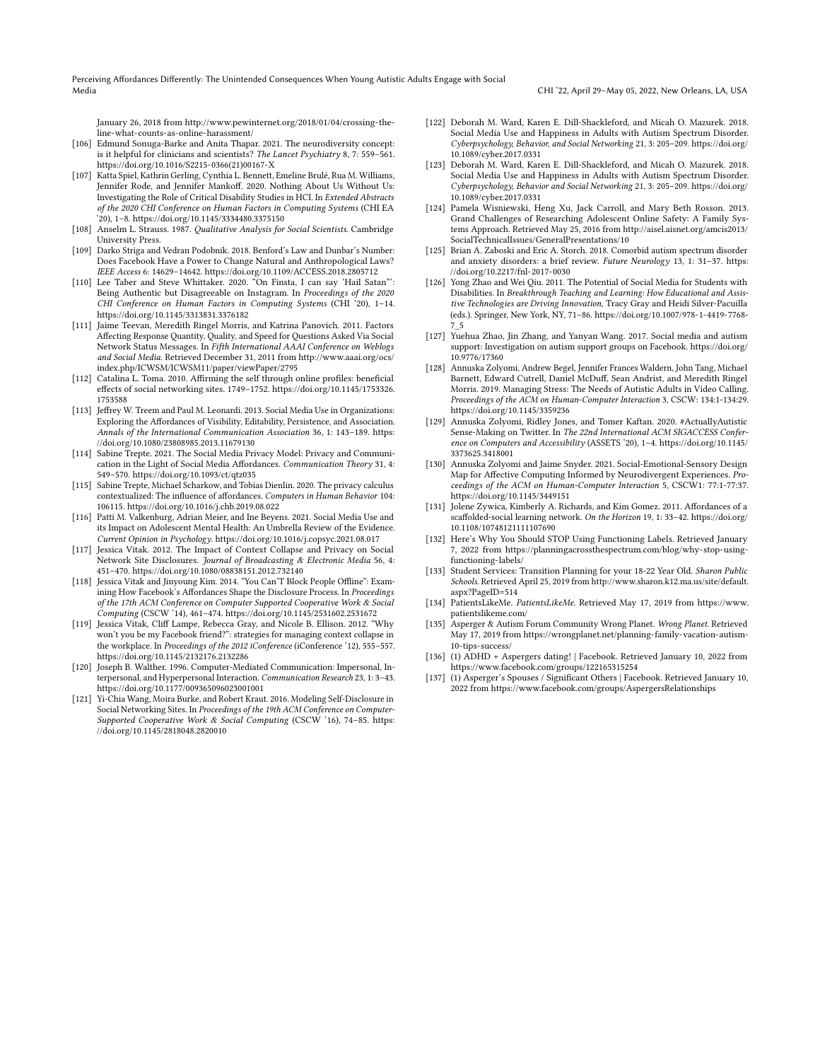January 26, 2018 from http://www.pewinternet.org/2018/01/04/crossing-the-line-what-counts-as-online-harassment/

[106] Edmund Sonuga-Barke and Anita Thapar. 2021. The neurodiversity concept: is it helpful for clinicians and scientists? *The Lancet Psychiatry* 8, 7: 559–561. https://doi.org/10.1016/S2215-0366(21)00167-X

[107] Katta Spiel, Kathrin Gerling, Cynthia L. Bennett, Emeline Brulé, Rua M. Williams, Jennifer Rode, and Jennifer Mankoff. 2020. Nothing About Us Without Us: Investigating the Role of Critical Disability Studies in HCI. In *Extended Abstracts of the 2020 CHI Conference on Human Factors in Computing Systems* (CHI EA '20), 1–8. https://doi.org/10.1145/3334480.3375150

[108] Anselm L. Strauss. 1987. *Qualitative Analysis for Social Scientists.* Cambridge University Press.

[109] Darko Striga and Vedran Podobnik. 2018. Benford's Law and Dunbar's Number: Does Facebook Have a Power to Change Natural and Anthropological Laws? *IEEE Access* 6: 14629–14642. https://doi.org/10.1109/ACCESS.2018.2805712

[110] Lee Taber and Steve Whittaker. 2020. "On Finsta, I can say 'Hail Satan"': Being Authentic but Disagreeable on Instagram. In *Proceedings of the 2020 CHI Conference on Human Factors in Computing Systems* (CHI '20), 1–14. https://doi.org/10.1145/3313831.3376182

[111] Jaime Teevan, Meredith Ringel Morris, and Katrina Panovich. 2011. Factors Affecting Response Quantity, Quality, and Speed for Questions Asked Via Social Network Status Messages. In *Fifth International AAAI Conference on Weblogs and Social Media*. Retrieved December 31, 2011 from http://www.aaai.org/ocs/index.php/ICWSM/ICWSM11/paper/viewPaper/2795

[112] Catalina L. Toma. 2010. Affirming the self through online profiles: beneficial effects of social networking sites. 1749–1752. https://doi.org/10.1145/1753326.1753588

[113] Jeffrey W. Treem and Paul M. Leonardi. 2013. Social Media Use in Organizations: Exploring the Affordances of Visibility, Editability, Persistence, and Association. *Annals of the International Communication Association* 36, 1: 143–189. https://doi.org/10.1080/23808985.2013.11679130

[114] Sabine Trepte. 2021. The Social Media Privacy Model: Privacy and Communication in the Light of Social Media Affordances. *Communication Theory* 31, 4: 549–570. https://doi.org/10.1093/ct/qtz035

[115] Sabine Trepte, Michael Scharkow, and Tobias Dienlin. 2020. The privacy calculus contextualized: The influence of affordances. *Computers in Human Behavior* 104: 106115. https://doi.org/10.1016/j.chb.2019.08.022

[116] Patti M. Valkenburg, Adrian Meier, and Ine Beyens. 2021. Social Media Use and its Impact on Adolescent Mental Health: An Umbrella Review of the Evidence. *Current Opinion in Psychology*. https://doi.org/10.1016/j.copsyc.2021.08.017

[117] Jessica Vitak. 2012. The Impact of Context Collapse and Privacy on Social Network Site Disclosures. *Journal of Broadcasting & Electronic Media* 56, 4: 451–470. https://doi.org/10.1080/08838151.2012.732140

[118] Jessica Vitak and Jinyoung Kim. 2014. "You Can'T Block People Offline": Examining How Facebook's Affordances Shape the Disclosure Process. In *Proceedings of the 17th ACM Conference on Computer Supported Cooperative Work & Social Computing* (CSCW '14), 461–474. https://doi.org/10.1145/2531602.2531672

[119] Jessica Vitak, Cliff Lampe, Rebecca Gray, and Nicole B. Ellison. 2012. "Why won't you be my Facebook friend?": strategies for managing context collapse in the workplace. In *Proceedings of the 2012 iConference* (iConference '12), 555–557. https://doi.org/10.1145/2132176.2132286

[120] Joseph B. Walther. 1996. Computer-Mediated Communication: Impersonal, Interpersonal, and Hyperpersonal Interaction. *Communication Research* 23, 1: 3–43. https://doi.org/10.1177/009365096023001001

[121] Yi-Chia Wang, Moira Burke, and Robert Kraut. 2016. Modeling Self-Disclosure in Social Networking Sites. In *Proceedings of the 19th ACM Conference on Computer-Supported Cooperative Work & Social Computing* (CSCW '16), 74–85. https://doi.org/10.1145/2818048.2820010

[122] Deborah M. Ward, Karen E. Dill-Shackleford, and Micah O. Mazurek. 2018. Social Media Use and Happiness in Adults with Autism Spectrum Disorder. *Cyberpsychology, Behavior, and Social Networking* 21, 3: 205–209. https://doi.org/10.1089/cyber.2017.0331

[123] Deborah M. Ward, Karen E. Dill-Shackleford, and Micah O. Mazurek. 2018. Social Media Use and Happiness in Adults with Autism Spectrum Disorder. *Cyberpsychology, Behavior and Social Networking* 21, 3: 205–209. https://doi.org/10.1089/cyber.2017.0331

[124] Pamela Wisniewski, Heng Xu, Jack Carroll, and Mary Beth Rosson. 2013. Grand Challenges of Researching Adolescent Online Safety: A Family Systems Approach. Retrieved May 25, 2016 from http://aisel.aisnet.org/amcis2013/SocialTechnicalIssues/GeneralPresentations/10

[125] Brian A. Zaboski and Eric A. Storch. 2018. Comorbid autism spectrum disorder and anxiety disorders: a brief review. *Future Neurology* 13, 1: 31–37. https://doi.org/10.2217/fnl-2017-0030

[126] Yong Zhao and Wei Qiu. 2011. The Potential of Social Media for Students with Disabilities. In *Breakthrough Teaching and Learning: How Educational and Assistive Technologies are Driving Innovation*, Tracy Gray and Heidi Silver-Pacuilla (eds.). Springer, New York, NY, 71–86. https://doi.org/10.1007/978-1-4419-7768-7_5

[127] Yuehua Zhao, Jin Zhang, and Yanyan Wang. 2017. Social media and autism support: Investigation on autism support groups on Facebook. https://doi.org/10.9776/17360

[128] Annuska Zolyomi, Andrew Begel, Jennifer Frances Waldern, John Tang, Michael Barnett, Edward Cutrell, Daniel McDuff, Sean Andrist, and Meredith Ringel Morris. 2019. Managing Stress: The Needs of Autistic Adults in Video Calling. *Proceedings of the ACM on Human-Computer Interaction* 3, CSCW: 134:1-134:29. https://doi.org/10.1145/3359236

[129] Annuska Zolyomi, Ridley Jones, and Tomer Kaftan. 2020. #ActuallyAutistic Sense-Making on Twitter. In *The 22nd International ACM SIGACCESS Conference on Computers and Accessibility* (ASSETS '20), 1–4. https://doi.org/10.1145/3373625.3418001

[130] Annuska Zolyomi and Jaime Snyder. 2021. Social-Emotional-Sensory Design Map for Affective Computing Informed by Neurodivergent Experiences. *Proceedings of the ACM on Human-Computer Interaction* 5, CSCW1: 77:1-77:37. https://doi.org/10.1145/3449151

[131] Jolene Zywica, Kimberly A. Richards, and Kim Gomez. 2011. Affordances of a scaffolded-social learning network. *On the Horizon* 19, 1: 33–42. https://doi.org/10.1108/10748121111107690

[132] Here's Why You Should STOP Using Functioning Labels. Retrieved January 7, 2022 from https://planningacrossthespectrum.com/blog/why-stop-using-functioning-labels/

[133] Student Services: Transition Planning for your 18-22 Year Old. *Sharon Public Schools*. Retrieved April 25, 2019 from http://www.sharon.k12.ma.us/site/default.aspx?PageID=514

[134] PatientsLikeMe. *PatientsLikeMe*. Retrieved May 17, 2019 from https://www.patientslikeme.com/

[135] Asperger & Autism Forum Community Wrong Planet. *Wrong Planet*. Retrieved May 17, 2019 from https://wrongplanet.net/planning-family-vacation-autism-10-tips-success/

[136] (1) ADHD + Aspergers dating! | Facebook. Retrieved January 10, 2022 from https://www.facebook.com/groups/122165315254

[137] (1) Asperger's Spouses / Significant Others | Facebook. Retrieved January 10, 2022 from https://www.facebook.com/groups/AspergersRelationships